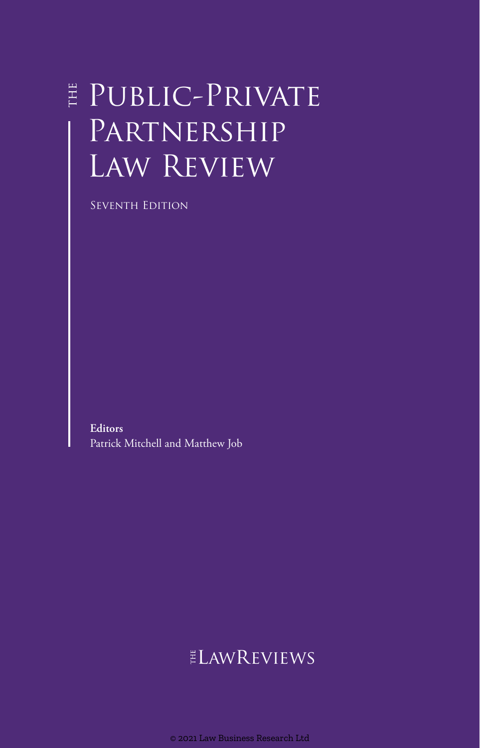# The Public-Private Partnership Law Review

Seventh Edition

**Editors**
Patrick Mitchell and Matthew Job

The LawReviews

© 2021 Law Business Research Ltd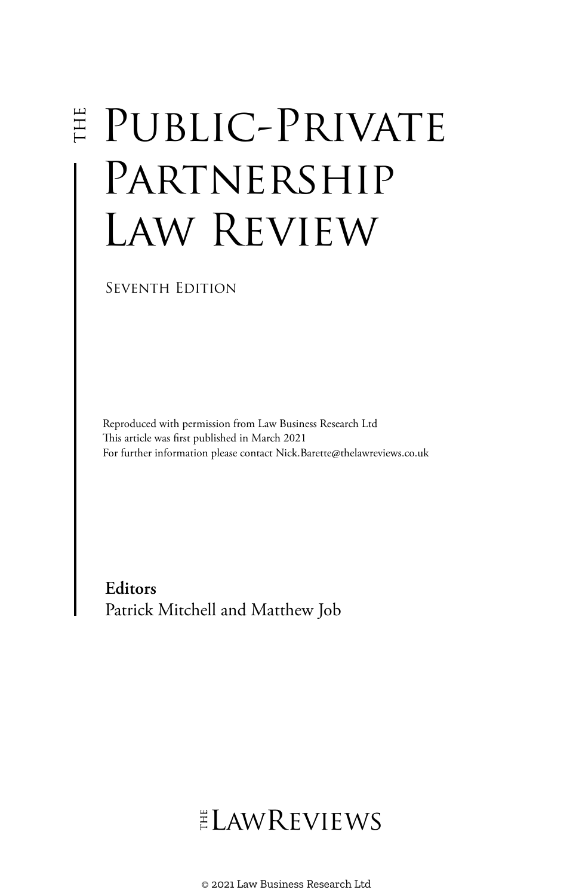# THE Public-Private Partnership Law Review

Seventh Edition

Reproduced with permission from Law Business Research Ltd
This article was first published in March 2021
For further information please contact Nick.Barette@thelawreviews.co.uk

**Editors**
Patrick Mitchell and Matthew Job

THE LAWREVIEWS

© 2021 Law Business Research Ltd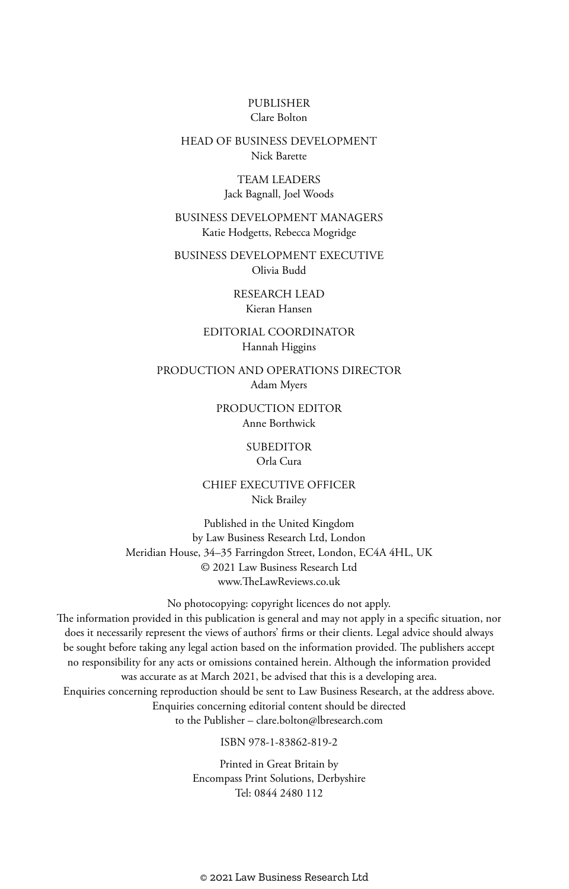PUBLISHER
Clare Bolton

HEAD OF BUSINESS DEVELOPMENT
Nick Barette

TEAM LEADERS
Jack Bagnall, Joel Woods

BUSINESS DEVELOPMENT MANAGERS
Katie Hodgetts, Rebecca Mogridge

BUSINESS DEVELOPMENT EXECUTIVE
Olivia Budd

RESEARCH LEAD
Kieran Hansen

EDITORIAL COORDINATOR
Hannah Higgins

PRODUCTION AND OPERATIONS DIRECTOR
Adam Myers

PRODUCTION EDITOR
Anne Borthwick

SUBEDITOR
Orla Cura

CHIEF EXECUTIVE OFFICER
Nick Brailey

Published in the United Kingdom
by Law Business Research Ltd, London
Meridian House, 34–35 Farringdon Street, London, EC4A 4HL, UK
© 2021 Law Business Research Ltd
www.TheLawReviews.co.uk

No photocopying: copyright licences do not apply.
The information provided in this publication is general and may not apply in a specific situation, nor does it necessarily represent the views of authors' firms or their clients. Legal advice should always be sought before taking any legal action based on the information provided. The publishers accept no responsibility for any acts or omissions contained herein. Although the information provided was accurate as at March 2021, be advised that this is a developing area.
Enquiries concerning reproduction should be sent to Law Business Research, at the address above.
Enquiries concerning editorial content should be directed
to the Publisher – clare.bolton@lbresearch.com

ISBN 978-1-83862-819-2

Printed in Great Britain by
Encompass Print Solutions, Derbyshire
Tel: 0844 2480 112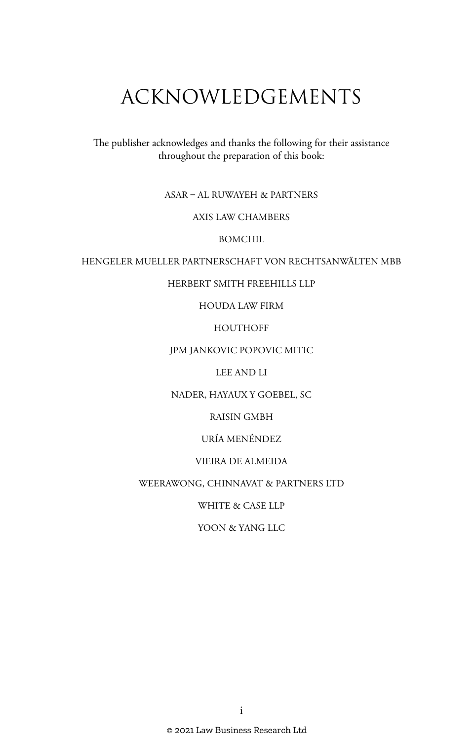# ACKNOWLEDGEMENTS

The publisher acknowledges and thanks the following for their assistance throughout the preparation of this book:

ASAR – AL RUWAYEH & PARTNERS

AXIS LAW CHAMBERS

BOMCHIL

HENGELER MUELLER PARTNERSCHAFT VON RECHTSANWÄLTEN MBB

HERBERT SMITH FREEHILLS LLP

HOUDA LAW FIRM

HOUTHOFF

JPM JANKOVIC POPOVIC MITIC

LEE AND LI

NADER, HAYAUX Y GOEBEL, SC

RAISIN GMBH

URÍA MENÉNDEZ

VIEIRA DE ALMEIDA

WEERAWONG, CHINNAVAT & PARTNERS LTD

WHITE & CASE LLP

YOON & YANG LLC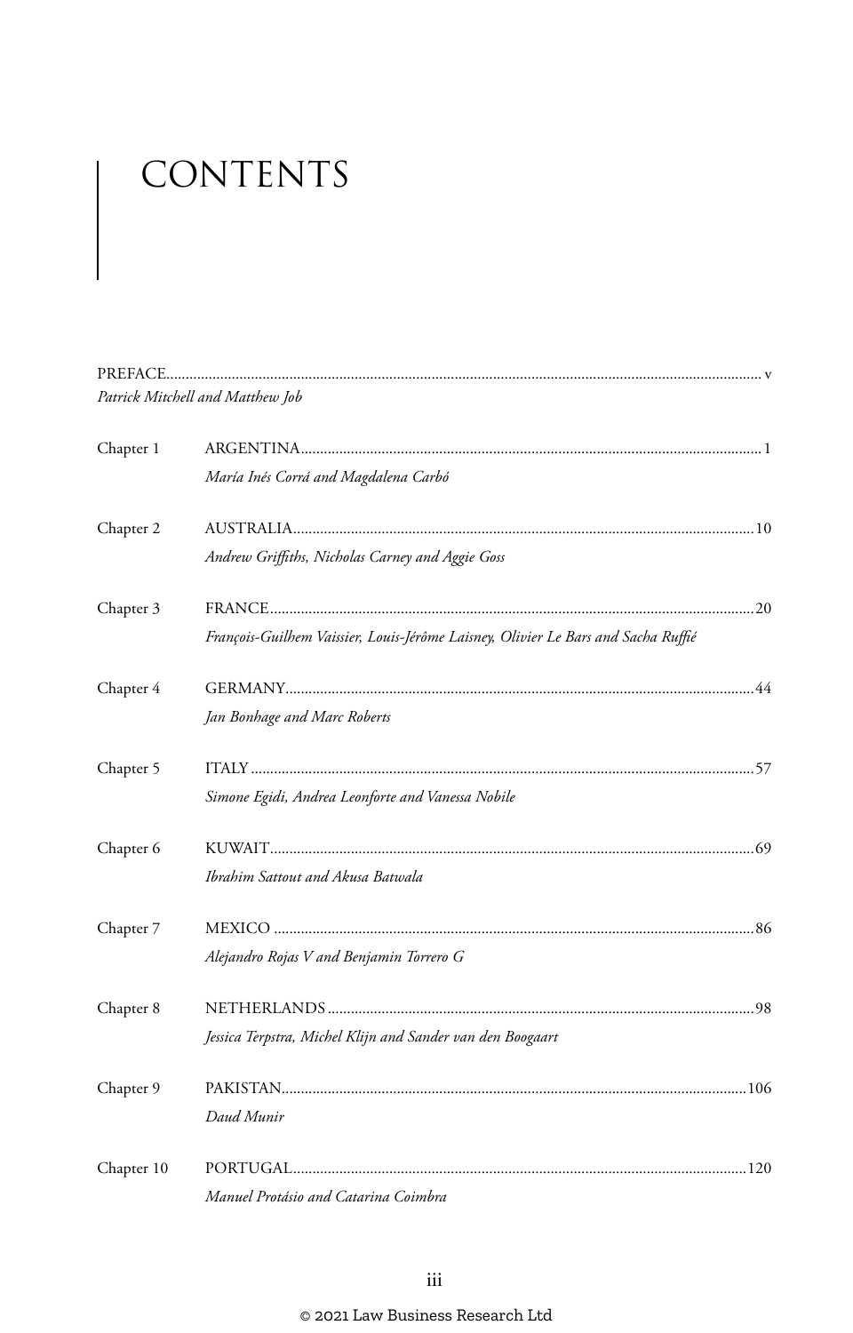# CONTENTS

PREFACE........................................................................................................................ v
*Patrick Mitchell and Matthew Job*

Chapter 1 ARGENTINA........................................................................................................ 1
*María Inés Corrá and Magdalena Carbó*

Chapter 2 AUSTRALIA........................................................................................................ 10
*Andrew Griffiths, Nicholas Carney and Aggie Goss*

Chapter 3 FRANCE........................................................................................................ 20
*François-Guilhem Vaissier, Louis-Jérôme Laisney, Olivier Le Bars and Sacha Ruffié*

Chapter 4 GERMANY........................................................................................................ 44
*Jan Bonhage and Marc Roberts*

Chapter 5 ITALY........................................................................................................ 57
*Simone Egidi, Andrea Leonforte and Vanessa Nobile*

Chapter 6 KUWAIT........................................................................................................ 69
*Ibrahim Sattout and Akusa Batwala*

Chapter 7 MEXICO........................................................................................................ 86
*Alejandro Rojas V and Benjamin Torrero G*

Chapter 8 NETHERLANDS........................................................................................................ 98
*Jessica Terpstra, Michel Klijn and Sander van den Boogaart*

Chapter 9 PAKISTAN........................................................................................................ 106
*Daud Munir*

Chapter 10 PORTUGAL........................................................................................................ 120
*Manuel Protásio and Catarina Coimbra*

© 2021 Law Business Research Ltd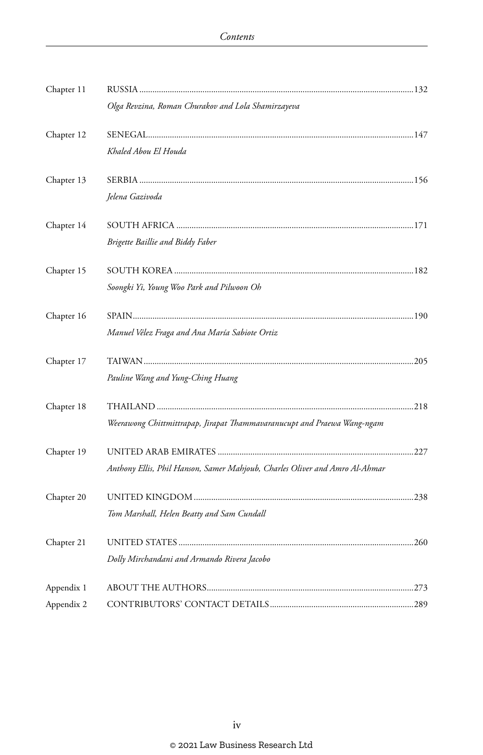Chapter 11 RUSSIA ... 132
*Olga Revzina, Roman Churakov and Lola Shamirzayeva*

Chapter 12 SENEGAL ... 147
*Khaled Abou El Houda*

Chapter 13 SERBIA ... 156
*Jelena Gazivoda*

Chapter 14 SOUTH AFRICA ... 171
*Brigette Baillie and Biddy Faber*

Chapter 15 SOUTH KOREA ... 182
*Soongki Yi, Young Woo Park and Pilwoon Oh*

Chapter 16 SPAIN ... 190
*Manuel Vélez Fraga and Ana María Sabiote Ortiz*

Chapter 17 TAIWAN ... 205
*Pauline Wang and Yung-Ching Huang*

Chapter 18 THAILAND ... 218
*Weerawong Chittmittrapap, Jirapat Thammavaranucupt and Praewa Wang-ngam*

Chapter 19 UNITED ARAB EMIRATES ... 227
*Anthony Ellis, Phil Hanson, Samer Mahjoub, Charles Oliver and Amro Al-Ahmar*

Chapter 20 UNITED KINGDOM ... 238
*Tom Marshall, Helen Beatty and Sam Cundall*

Chapter 21 UNITED STATES ... 260
*Dolly Mirchandani and Armando Rivera Jacobo*

Appendix 1 ABOUT THE AUTHORS ... 273

Appendix 2 CONTRIBUTORS' CONTACT DETAILS ... 289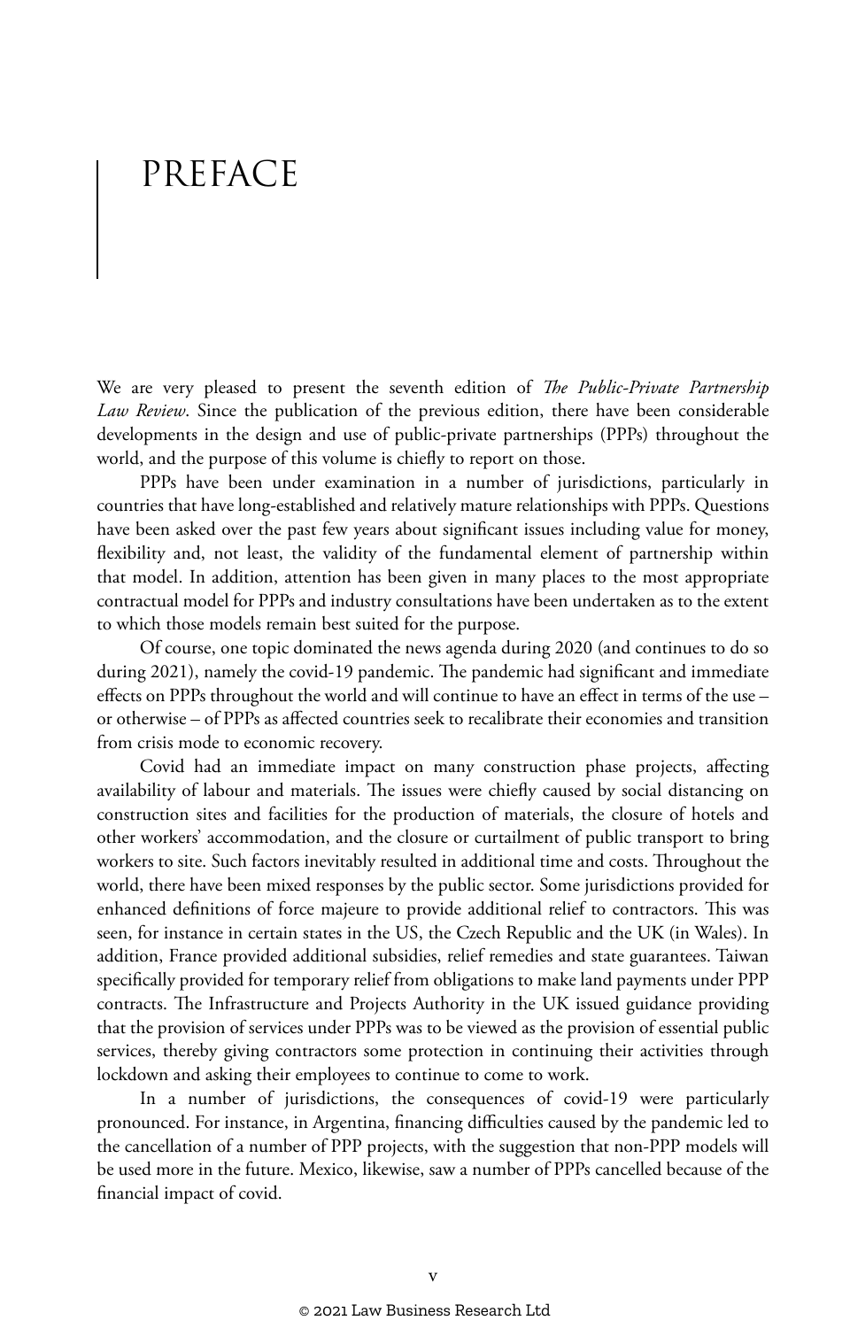# PREFACE

We are very pleased to present the seventh edition of *The Public-Private Partnership Law Review*. Since the publication of the previous edition, there have been considerable developments in the design and use of public-private partnerships (PPPs) throughout the world, and the purpose of this volume is chiefly to report on those.

PPPs have been under examination in a number of jurisdictions, particularly in countries that have long-established and relatively mature relationships with PPPs. Questions have been asked over the past few years about significant issues including value for money, flexibility and, not least, the validity of the fundamental element of partnership within that model. In addition, attention has been given in many places to the most appropriate contractual model for PPPs and industry consultations have been undertaken as to the extent to which those models remain best suited for the purpose.

Of course, one topic dominated the news agenda during 2020 (and continues to do so during 2021), namely the covid-19 pandemic. The pandemic had significant and immediate effects on PPPs throughout the world and will continue to have an effect in terms of the use – or otherwise – of PPPs as affected countries seek to recalibrate their economies and transition from crisis mode to economic recovery.

Covid had an immediate impact on many construction phase projects, affecting availability of labour and materials. The issues were chiefly caused by social distancing on construction sites and facilities for the production of materials, the closure of hotels and other workers' accommodation, and the closure or curtailment of public transport to bring workers to site. Such factors inevitably resulted in additional time and costs. Throughout the world, there have been mixed responses by the public sector. Some jurisdictions provided for enhanced definitions of force majeure to provide additional relief to contractors. This was seen, for instance in certain states in the US, the Czech Republic and the UK (in Wales). In addition, France provided additional subsidies, relief remedies and state guarantees. Taiwan specifically provided for temporary relief from obligations to make land payments under PPP contracts. The Infrastructure and Projects Authority in the UK issued guidance providing that the provision of services under PPPs was to be viewed as the provision of essential public services, thereby giving contractors some protection in continuing their activities through lockdown and asking their employees to continue to come to work.

In a number of jurisdictions, the consequences of covid-19 were particularly pronounced. For instance, in Argentina, financing difficulties caused by the pandemic led to the cancellation of a number of PPP projects, with the suggestion that non-PPP models will be used more in the future. Mexico, likewise, saw a number of PPPs cancelled because of the financial impact of covid.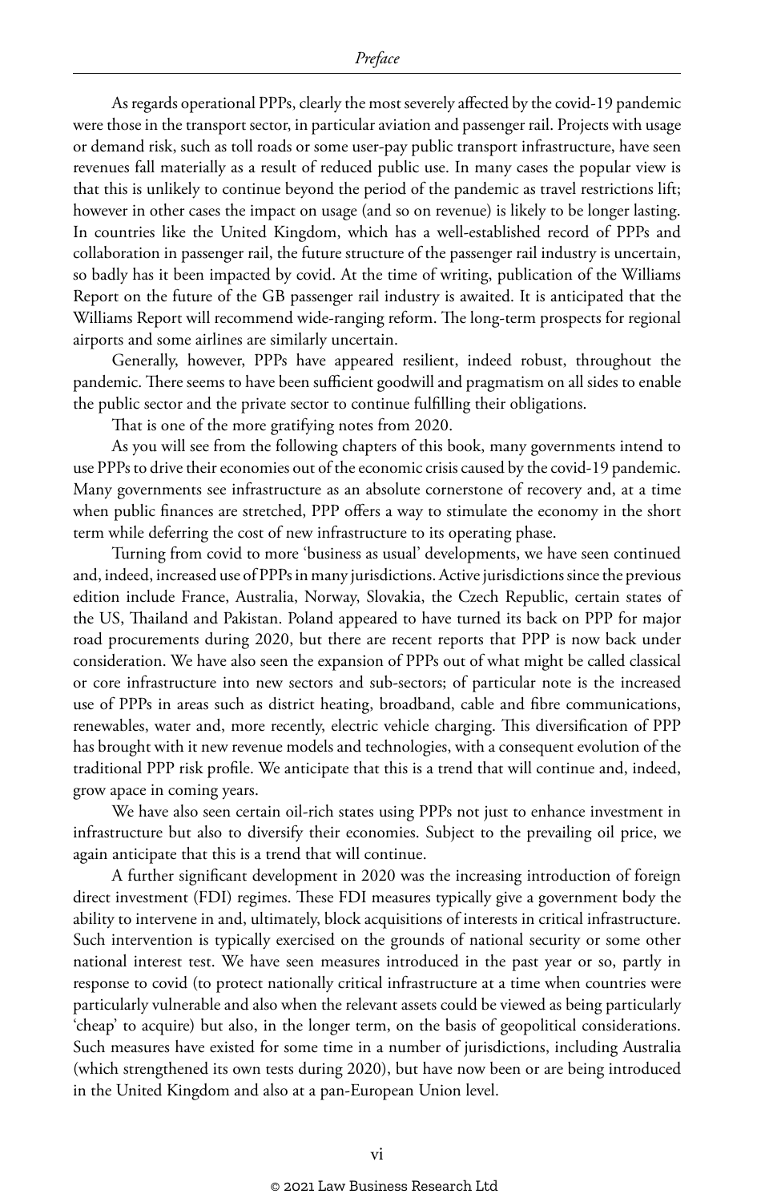As regards operational PPPs, clearly the most severely affected by the covid-19 pandemic were those in the transport sector, in particular aviation and passenger rail. Projects with usage or demand risk, such as toll roads or some user-pay public transport infrastructure, have seen revenues fall materially as a result of reduced public use. In many cases the popular view is that this is unlikely to continue beyond the period of the pandemic as travel restrictions lift; however in other cases the impact on usage (and so on revenue) is likely to be longer lasting. In countries like the United Kingdom, which has a well-established record of PPPs and collaboration in passenger rail, the future structure of the passenger rail industry is uncertain, so badly has it been impacted by covid. At the time of writing, publication of the Williams Report on the future of the GB passenger rail industry is awaited. It is anticipated that the Williams Report will recommend wide-ranging reform. The long-term prospects for regional airports and some airlines are similarly uncertain.

Generally, however, PPPs have appeared resilient, indeed robust, throughout the pandemic. There seems to have been sufficient goodwill and pragmatism on all sides to enable the public sector and the private sector to continue fulfilling their obligations.

That is one of the more gratifying notes from 2020.

As you will see from the following chapters of this book, many governments intend to use PPPs to drive their economies out of the economic crisis caused by the covid-19 pandemic. Many governments see infrastructure as an absolute cornerstone of recovery and, at a time when public finances are stretched, PPP offers a way to stimulate the economy in the short term while deferring the cost of new infrastructure to its operating phase.

Turning from covid to more 'business as usual' developments, we have seen continued and, indeed, increased use of PPPs in many jurisdictions. Active jurisdictions since the previous edition include France, Australia, Norway, Slovakia, the Czech Republic, certain states of the US, Thailand and Pakistan. Poland appeared to have turned its back on PPP for major road procurements during 2020, but there are recent reports that PPP is now back under consideration. We have also seen the expansion of PPPs out of what might be called classical or core infrastructure into new sectors and sub-sectors; of particular note is the increased use of PPPs in areas such as district heating, broadband, cable and fibre communications, renewables, water and, more recently, electric vehicle charging. This diversification of PPP has brought with it new revenue models and technologies, with a consequent evolution of the traditional PPP risk profile. We anticipate that this is a trend that will continue and, indeed, grow apace in coming years.

We have also seen certain oil-rich states using PPPs not just to enhance investment in infrastructure but also to diversify their economies. Subject to the prevailing oil price, we again anticipate that this is a trend that will continue.

A further significant development in 2020 was the increasing introduction of foreign direct investment (FDI) regimes. These FDI measures typically give a government body the ability to intervene in and, ultimately, block acquisitions of interests in critical infrastructure. Such intervention is typically exercised on the grounds of national security or some other national interest test. We have seen measures introduced in the past year or so, partly in response to covid (to protect nationally critical infrastructure at a time when countries were particularly vulnerable and also when the relevant assets could be viewed as being particularly 'cheap' to acquire) but also, in the longer term, on the basis of geopolitical considerations. Such measures have existed for some time in a number of jurisdictions, including Australia (which strengthened its own tests during 2020), but have now been or are being introduced in the United Kingdom and also at a pan-European Union level.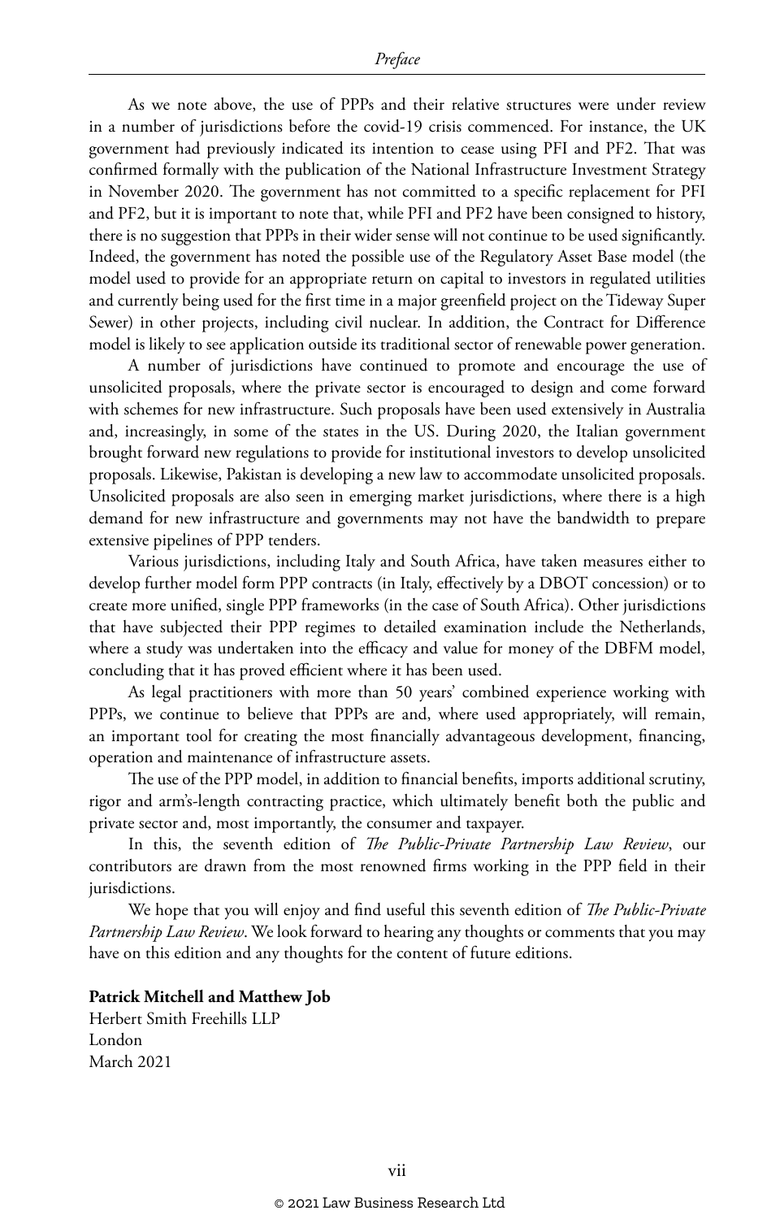As we note above, the use of PPPs and their relative structures were under review in a number of jurisdictions before the covid-19 crisis commenced. For instance, the UK government had previously indicated its intention to cease using PFI and PF2. That was confirmed formally with the publication of the National Infrastructure Investment Strategy in November 2020. The government has not committed to a specific replacement for PFI and PF2, but it is important to note that, while PFI and PF2 have been consigned to history, there is no suggestion that PPPs in their wider sense will not continue to be used significantly. Indeed, the government has noted the possible use of the Regulatory Asset Base model (the model used to provide for an appropriate return on capital to investors in regulated utilities and currently being used for the first time in a major greenfield project on the Tideway Super Sewer) in other projects, including civil nuclear. In addition, the Contract for Difference model is likely to see application outside its traditional sector of renewable power generation.

A number of jurisdictions have continued to promote and encourage the use of unsolicited proposals, where the private sector is encouraged to design and come forward with schemes for new infrastructure. Such proposals have been used extensively in Australia and, increasingly, in some of the states in the US. During 2020, the Italian government brought forward new regulations to provide for institutional investors to develop unsolicited proposals. Likewise, Pakistan is developing a new law to accommodate unsolicited proposals. Unsolicited proposals are also seen in emerging market jurisdictions, where there is a high demand for new infrastructure and governments may not have the bandwidth to prepare extensive pipelines of PPP tenders.

Various jurisdictions, including Italy and South Africa, have taken measures either to develop further model form PPP contracts (in Italy, effectively by a DBOT concession) or to create more unified, single PPP frameworks (in the case of South Africa). Other jurisdictions that have subjected their PPP regimes to detailed examination include the Netherlands, where a study was undertaken into the efficacy and value for money of the DBFM model, concluding that it has proved efficient where it has been used.

As legal practitioners with more than 50 years' combined experience working with PPPs, we continue to believe that PPPs are and, where used appropriately, will remain, an important tool for creating the most financially advantageous development, financing, operation and maintenance of infrastructure assets.

The use of the PPP model, in addition to financial benefits, imports additional scrutiny, rigor and arm's-length contracting practice, which ultimately benefit both the public and private sector and, most importantly, the consumer and taxpayer.

In this, the seventh edition of *The Public-Private Partnership Law Review*, our contributors are drawn from the most renowned firms working in the PPP field in their jurisdictions.

We hope that you will enjoy and find useful this seventh edition of *The Public-Private Partnership Law Review*. We look forward to hearing any thoughts or comments that you may have on this edition and any thoughts for the content of future editions.

**Patrick Mitchell and Matthew Job**
Herbert Smith Freehills LLP
London
March 2021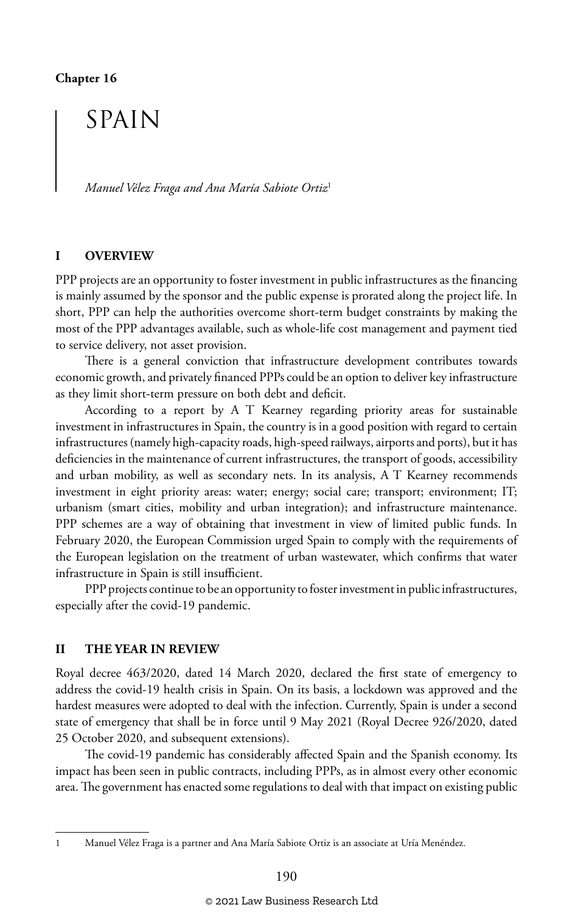Chapter 16

# SPAIN

*Manuel Vélez Fraga and Ana María Sabiote Ortiz*[1]

## I OVERVIEW

PPP projects are an opportunity to foster investment in public infrastructures as the financing is mainly assumed by the sponsor and the public expense is prorated along the project life. In short, PPP can help the authorities overcome short-term budget constraints by making the most of the PPP advantages available, such as whole-life cost management and payment tied to service delivery, not asset provision.

There is a general conviction that infrastructure development contributes towards economic growth, and privately financed PPPs could be an option to deliver key infrastructure as they limit short-term pressure on both debt and deficit.

According to a report by A T Kearney regarding priority areas for sustainable investment in infrastructures in Spain, the country is in a good position with regard to certain infrastructures (namely high-capacity roads, high-speed railways, airports and ports), but it has deficiencies in the maintenance of current infrastructures, the transport of goods, accessibility and urban mobility, as well as secondary nets. In its analysis, A T Kearney recommends investment in eight priority areas: water; energy; social care; transport; environment; IT; urbanism (smart cities, mobility and urban integration); and infrastructure maintenance. PPP schemes are a way of obtaining that investment in view of limited public funds. In February 2020, the European Commission urged Spain to comply with the requirements of the European legislation on the treatment of urban wastewater, which confirms that water infrastructure in Spain is still insufficient.

PPP projects continue to be an opportunity to foster investment in public infrastructures, especially after the covid-19 pandemic.

## II THE YEAR IN REVIEW

Royal decree 463/2020, dated 14 March 2020, declared the first state of emergency to address the covid-19 health crisis in Spain. On its basis, a lockdown was approved and the hardest measures were adopted to deal with the infection. Currently, Spain is under a second state of emergency that shall be in force until 9 May 2021 (Royal Decree 926/2020, dated 25 October 2020, and subsequent extensions).

The covid-19 pandemic has considerably affected Spain and the Spanish economy. Its impact has been seen in public contracts, including PPPs, as in almost every other economic area. The government has enacted some regulations to deal with that impact on existing public

---

1 Manuel Vélez Fraga is a partner and Ana María Sabiote Ortiz is an associate at Uría Menéndez.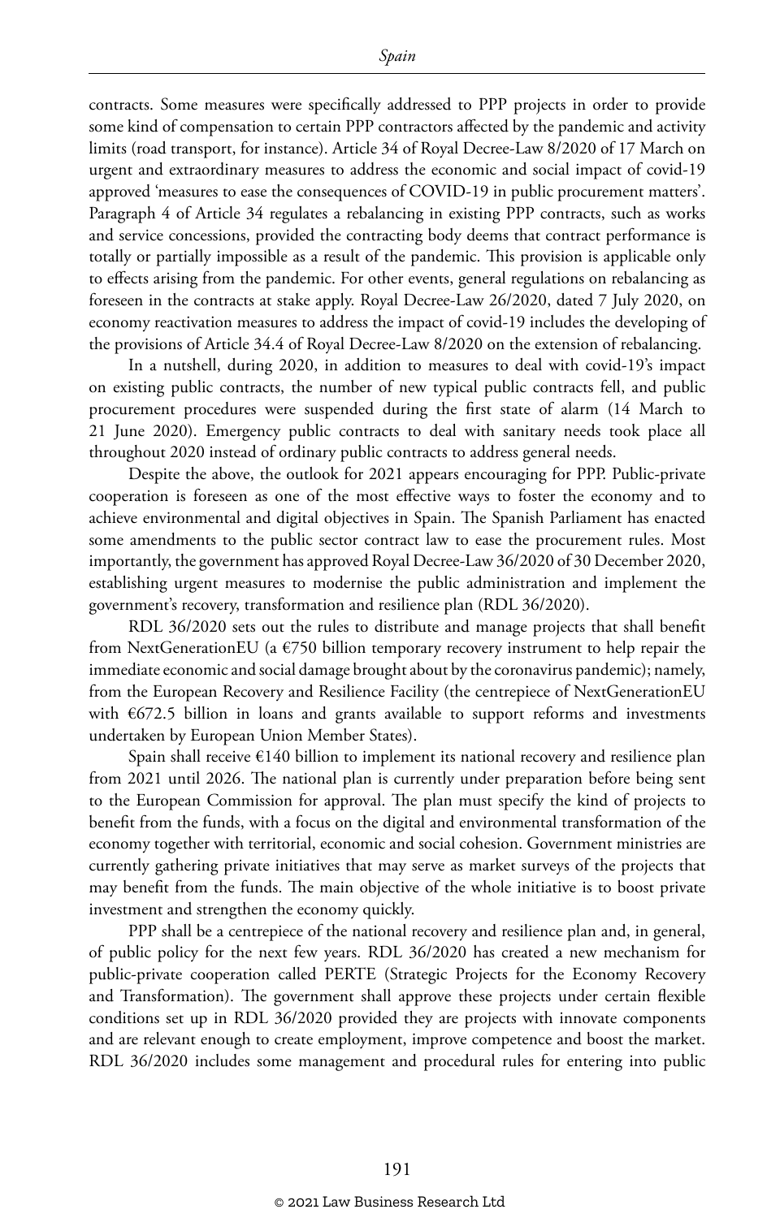contracts. Some measures were specifically addressed to PPP projects in order to provide some kind of compensation to certain PPP contractors affected by the pandemic and activity limits (road transport, for instance). Article 34 of Royal Decree-Law 8/2020 of 17 March on urgent and extraordinary measures to address the economic and social impact of covid-19 approved 'measures to ease the consequences of COVID-19 in public procurement matters'. Paragraph 4 of Article 34 regulates a rebalancing in existing PPP contracts, such as works and service concessions, provided the contracting body deems that contract performance is totally or partially impossible as a result of the pandemic. This provision is applicable only to effects arising from the pandemic. For other events, general regulations on rebalancing as foreseen in the contracts at stake apply. Royal Decree-Law 26/2020, dated 7 July 2020, on economy reactivation measures to address the impact of covid-19 includes the developing of the provisions of Article 34.4 of Royal Decree-Law 8/2020 on the extension of rebalancing.

In a nutshell, during 2020, in addition to measures to deal with covid-19's impact on existing public contracts, the number of new typical public contracts fell, and public procurement procedures were suspended during the first state of alarm (14 March to 21 June 2020). Emergency public contracts to deal with sanitary needs took place all throughout 2020 instead of ordinary public contracts to address general needs.

Despite the above, the outlook for 2021 appears encouraging for PPP. Public-private cooperation is foreseen as one of the most effective ways to foster the economy and to achieve environmental and digital objectives in Spain. The Spanish Parliament has enacted some amendments to the public sector contract law to ease the procurement rules. Most importantly, the government has approved Royal Decree-Law 36/2020 of 30 December 2020, establishing urgent measures to modernise the public administration and implement the government's recovery, transformation and resilience plan (RDL 36/2020).

RDL 36/2020 sets out the rules to distribute and manage projects that shall benefit from NextGenerationEU (a €750 billion temporary recovery instrument to help repair the immediate economic and social damage brought about by the coronavirus pandemic); namely, from the European Recovery and Resilience Facility (the centrepiece of NextGenerationEU with €672.5 billion in loans and grants available to support reforms and investments undertaken by European Union Member States).

Spain shall receive €140 billion to implement its national recovery and resilience plan from 2021 until 2026. The national plan is currently under preparation before being sent to the European Commission for approval. The plan must specify the kind of projects to benefit from the funds, with a focus on the digital and environmental transformation of the economy together with territorial, economic and social cohesion. Government ministries are currently gathering private initiatives that may serve as market surveys of the projects that may benefit from the funds. The main objective of the whole initiative is to boost private investment and strengthen the economy quickly.

PPP shall be a centrepiece of the national recovery and resilience plan and, in general, of public policy for the next few years. RDL 36/2020 has created a new mechanism for public-private cooperation called PERTE (Strategic Projects for the Economy Recovery and Transformation). The government shall approve these projects under certain flexible conditions set up in RDL 36/2020 provided they are projects with innovate components and are relevant enough to create employment, improve competence and boost the market. RDL 36/2020 includes some management and procedural rules for entering into public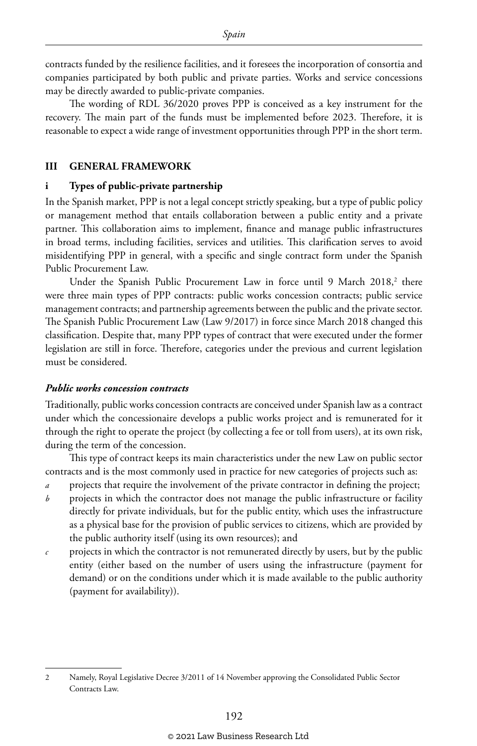contracts funded by the resilience facilities, and it foresees the incorporation of consortia and companies participated by both public and private parties. Works and service concessions may be directly awarded to public-private companies.

The wording of RDL 36/2020 proves PPP is conceived as a key instrument for the recovery. The main part of the funds must be implemented before 2023. Therefore, it is reasonable to expect a wide range of investment opportunities through PPP in the short term.

## III GENERAL FRAMEWORK

### i Types of public-private partnership

In the Spanish market, PPP is not a legal concept strictly speaking, but a type of public policy or management method that entails collaboration between a public entity and a private partner. This collaboration aims to implement, finance and manage public infrastructures in broad terms, including facilities, services and utilities. This clarification serves to avoid misidentifying PPP in general, with a specific and single contract form under the Spanish Public Procurement Law.

Under the Spanish Public Procurement Law in force until 9 March 2018,[2] there were three main types of PPP contracts: public works concession contracts; public service management contracts; and partnership agreements between the public and the private sector. The Spanish Public Procurement Law (Law 9/2017) in force since March 2018 changed this classification. Despite that, many PPP types of contract that were executed under the former legislation are still in force. Therefore, categories under the previous and current legislation must be considered.

#### *Public works concession contracts*

Traditionally, public works concession contracts are conceived under Spanish law as a contract under which the concessionaire develops a public works project and is remunerated for it through the right to operate the project (by collecting a fee or toll from users), at its own risk, during the term of the concession.

This type of contract keeps its main characteristics under the new Law on public sector contracts and is the most commonly used in practice for new categories of projects such as:

*a* projects that require the involvement of the private contractor in defining the project;

*b* projects in which the contractor does not manage the public infrastructure or facility directly for private individuals, but for the public entity, which uses the infrastructure as a physical base for the provision of public services to citizens, which are provided by the public authority itself (using its own resources); and

*c* projects in which the contractor is not remunerated directly by users, but by the public entity (either based on the number of users using the infrastructure (payment for demand) or on the conditions under which it is made available to the public authority (payment for availability)).

---

2 Namely, Royal Legislative Decree 3/2011 of 14 November approving the Consolidated Public Sector Contracts Law.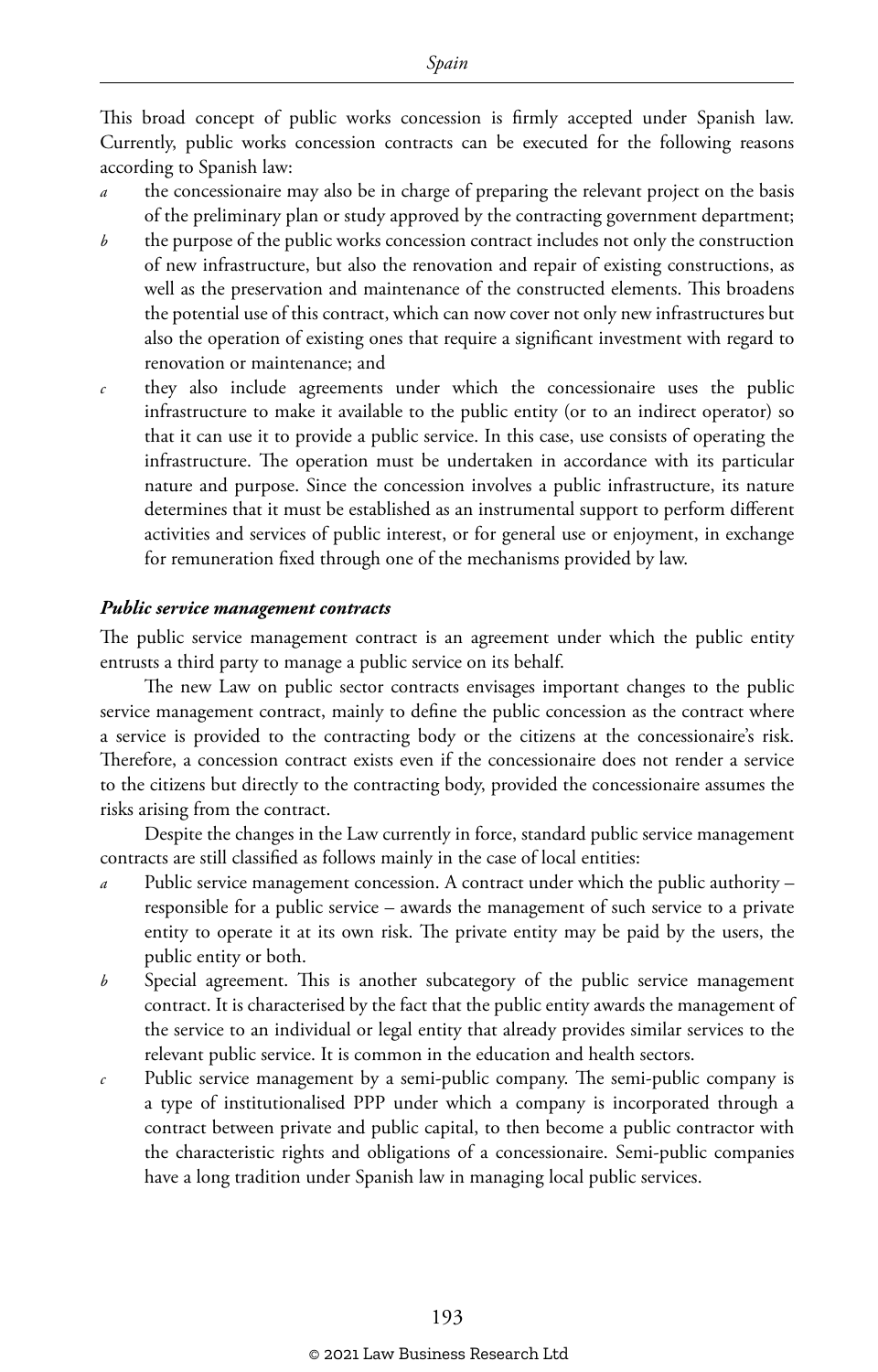This broad concept of public works concession is firmly accepted under Spanish law. Currently, public works concession contracts can be executed for the following reasons according to Spanish law:

*a* the concessionaire may also be in charge of preparing the relevant project on the basis of the preliminary plan or study approved by the contracting government department;

*b* the purpose of the public works concession contract includes not only the construction of new infrastructure, but also the renovation and repair of existing constructions, as well as the preservation and maintenance of the constructed elements. This broadens the potential use of this contract, which can now cover not only new infrastructures but also the operation of existing ones that require a significant investment with regard to renovation or maintenance; and

*c* they also include agreements under which the concessionaire uses the public infrastructure to make it available to the public entity (or to an indirect operator) so that it can use it to provide a public service. In this case, use consists of operating the infrastructure. The operation must be undertaken in accordance with its particular nature and purpose. Since the concession involves a public infrastructure, its nature determines that it must be established as an instrumental support to perform different activities and services of public interest, or for general use or enjoyment, in exchange for remuneration fixed through one of the mechanisms provided by law.

***Public service management contracts***

The public service management contract is an agreement under which the public entity entrusts a third party to manage a public service on its behalf.

The new Law on public sector contracts envisages important changes to the public service management contract, mainly to define the public concession as the contract where a service is provided to the contracting body or the citizens at the concessionaire's risk. Therefore, a concession contract exists even if the concessionaire does not render a service to the citizens but directly to the contracting body, provided the concessionaire assumes the risks arising from the contract.

Despite the changes in the Law currently in force, standard public service management contracts are still classified as follows mainly in the case of local entities:

*a* Public service management concession. A contract under which the public authority – responsible for a public service – awards the management of such service to a private entity to operate it at its own risk. The private entity may be paid by the users, the public entity or both.

*b* Special agreement. This is another subcategory of the public service management contract. It is characterised by the fact that the public entity awards the management of the service to an individual or legal entity that already provides similar services to the relevant public service. It is common in the education and health sectors.

*c* Public service management by a semi-public company. The semi-public company is a type of institutionalised PPP under which a company is incorporated through a contract between private and public capital, to then become a public contractor with the characteristic rights and obligations of a concessionaire. Semi-public companies have a long tradition under Spanish law in managing local public services.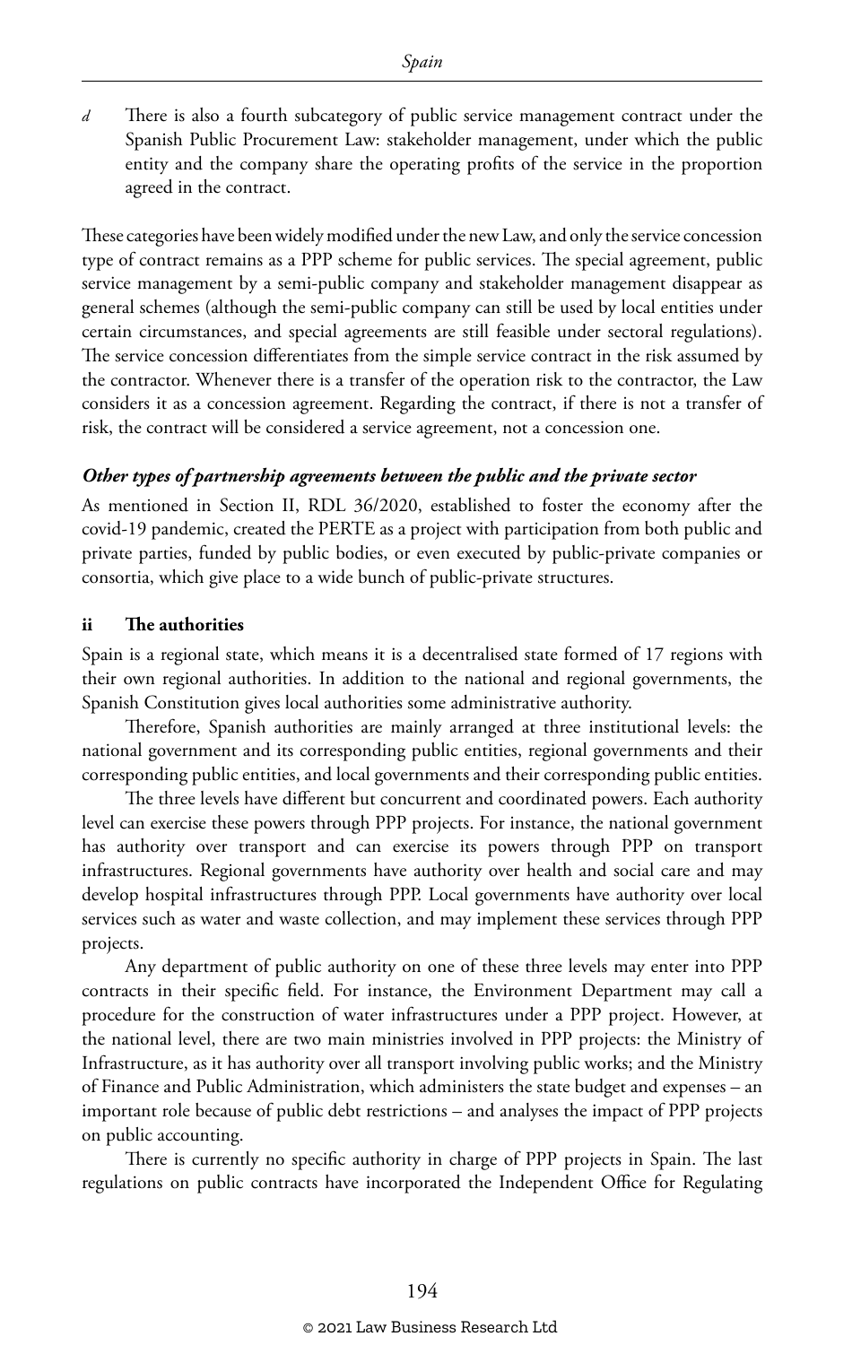*d* There is also a fourth subcategory of public service management contract under the Spanish Public Procurement Law: stakeholder management, under which the public entity and the company share the operating profits of the service in the proportion agreed in the contract.

These categories have been widely modified under the new Law, and only the service concession type of contract remains as a PPP scheme for public services. The special agreement, public service management by a semi-public company and stakeholder management disappear as general schemes (although the semi-public company can still be used by local entities under certain circumstances, and special agreements are still feasible under sectoral regulations). The service concession differentiates from the simple service contract in the risk assumed by the contractor. Whenever there is a transfer of the operation risk to the contractor, the Law considers it as a concession agreement. Regarding the contract, if there is not a transfer of risk, the contract will be considered a service agreement, not a concession one.

***Other types of partnership agreements between the public and the private sector***

As mentioned in Section II, RDL 36/2020, established to foster the economy after the covid-19 pandemic, created the PERTE as a project with participation from both public and private parties, funded by public bodies, or even executed by public-private companies or consortia, which give place to a wide bunch of public-private structures.

### ii The authorities

Spain is a regional state, which means it is a decentralised state formed of 17 regions with their own regional authorities. In addition to the national and regional governments, the Spanish Constitution gives local authorities some administrative authority.

Therefore, Spanish authorities are mainly arranged at three institutional levels: the national government and its corresponding public entities, regional governments and their corresponding public entities, and local governments and their corresponding public entities.

The three levels have different but concurrent and coordinated powers. Each authority level can exercise these powers through PPP projects. For instance, the national government has authority over transport and can exercise its powers through PPP on transport infrastructures. Regional governments have authority over health and social care and may develop hospital infrastructures through PPP. Local governments have authority over local services such as water and waste collection, and may implement these services through PPP projects.

Any department of public authority on one of these three levels may enter into PPP contracts in their specific field. For instance, the Environment Department may call a procedure for the construction of water infrastructures under a PPP project. However, at the national level, there are two main ministries involved in PPP projects: the Ministry of Infrastructure, as it has authority over all transport involving public works; and the Ministry of Finance and Public Administration, which administers the state budget and expenses – an important role because of public debt restrictions – and analyses the impact of PPP projects on public accounting.

There is currently no specific authority in charge of PPP projects in Spain. The last regulations on public contracts have incorporated the Independent Office for Regulating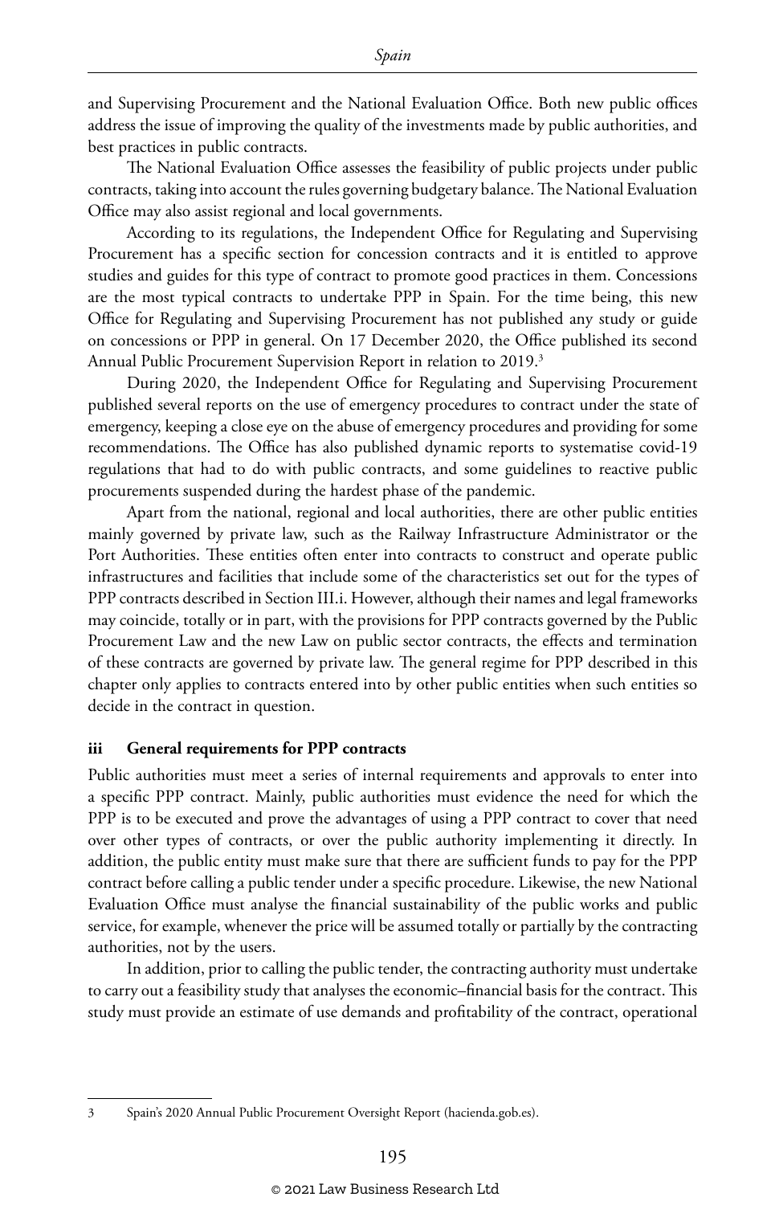and Supervising Procurement and the National Evaluation Office. Both new public offices address the issue of improving the quality of the investments made by public authorities, and best practices in public contracts.

The National Evaluation Office assesses the feasibility of public projects under public contracts, taking into account the rules governing budgetary balance. The National Evaluation Office may also assist regional and local governments.

According to its regulations, the Independent Office for Regulating and Supervising Procurement has a specific section for concession contracts and it is entitled to approve studies and guides for this type of contract to promote good practices in them. Concessions are the most typical contracts to undertake PPP in Spain. For the time being, this new Office for Regulating and Supervising Procurement has not published any study or guide on concessions or PPP in general. On 17 December 2020, the Office published its second Annual Public Procurement Supervision Report in relation to 2019.[3]

During 2020, the Independent Office for Regulating and Supervising Procurement published several reports on the use of emergency procedures to contract under the state of emergency, keeping a close eye on the abuse of emergency procedures and providing for some recommendations. The Office has also published dynamic reports to systematise covid-19 regulations that had to do with public contracts, and some guidelines to reactive public procurements suspended during the hardest phase of the pandemic.

Apart from the national, regional and local authorities, there are other public entities mainly governed by private law, such as the Railway Infrastructure Administrator or the Port Authorities. These entities often enter into contracts to construct and operate public infrastructures and facilities that include some of the characteristics set out for the types of PPP contracts described in Section III.i. However, although their names and legal frameworks may coincide, totally or in part, with the provisions for PPP contracts governed by the Public Procurement Law and the new Law on public sector contracts, the effects and termination of these contracts are governed by private law. The general regime for PPP described in this chapter only applies to contracts entered into by other public entities when such entities so decide in the contract in question.

### iii General requirements for PPP contracts

Public authorities must meet a series of internal requirements and approvals to enter into a specific PPP contract. Mainly, public authorities must evidence the need for which the PPP is to be executed and prove the advantages of using a PPP contract to cover that need over other types of contracts, or over the public authority implementing it directly. In addition, the public entity must make sure that there are sufficient funds to pay for the PPP contract before calling a public tender under a specific procedure. Likewise, the new National Evaluation Office must analyse the financial sustainability of the public works and public service, for example, whenever the price will be assumed totally or partially by the contracting authorities, not by the users.

In addition, prior to calling the public tender, the contracting authority must undertake to carry out a feasibility study that analyses the economic–financial basis for the contract. This study must provide an estimate of use demands and profitability of the contract, operational

---

3 Spain's 2020 Annual Public Procurement Oversight Report (hacienda.gob.es).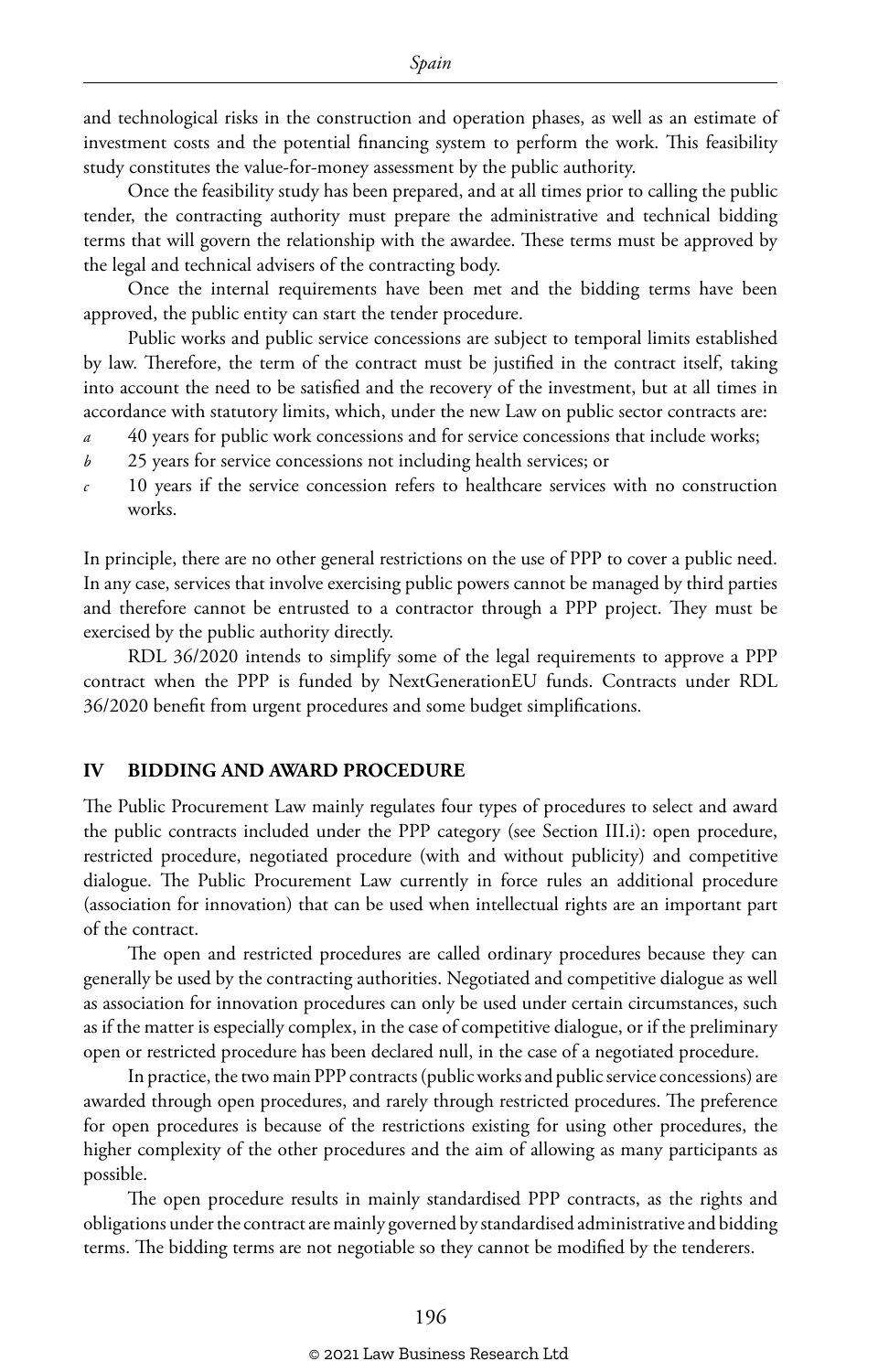and technological risks in the construction and operation phases, as well as an estimate of investment costs and the potential financing system to perform the work. This feasibility study constitutes the value-for-money assessment by the public authority.

Once the feasibility study has been prepared, and at all times prior to calling the public tender, the contracting authority must prepare the administrative and technical bidding terms that will govern the relationship with the awardee. These terms must be approved by the legal and technical advisers of the contracting body.

Once the internal requirements have been met and the bidding terms have been approved, the public entity can start the tender procedure.

Public works and public service concessions are subject to temporal limits established by law. Therefore, the term of the contract must be justified in the contract itself, taking into account the need to be satisfied and the recovery of the investment, but at all times in accordance with statutory limits, which, under the new Law on public sector contracts are:

*a* 40 years for public work concessions and for service concessions that include works;

*b* 25 years for service concessions not including health services; or

*c* 10 years if the service concession refers to healthcare services with no construction works.

In principle, there are no other general restrictions on the use of PPP to cover a public need. In any case, services that involve exercising public powers cannot be managed by third parties and therefore cannot be entrusted to a contractor through a PPP project. They must be exercised by the public authority directly.

RDL 36/2020 intends to simplify some of the legal requirements to approve a PPP contract when the PPP is funded by NextGenerationEU funds. Contracts under RDL 36/2020 benefit from urgent procedures and some budget simplifications.

## IV BIDDING AND AWARD PROCEDURE

The Public Procurement Law mainly regulates four types of procedures to select and award the public contracts included under the PPP category (see Section III.i): open procedure, restricted procedure, negotiated procedure (with and without publicity) and competitive dialogue. The Public Procurement Law currently in force rules an additional procedure (association for innovation) that can be used when intellectual rights are an important part of the contract.

The open and restricted procedures are called ordinary procedures because they can generally be used by the contracting authorities. Negotiated and competitive dialogue as well as association for innovation procedures can only be used under certain circumstances, such as if the matter is especially complex, in the case of competitive dialogue, or if the preliminary open or restricted procedure has been declared null, in the case of a negotiated procedure.

In practice, the two main PPP contracts (public works and public service concessions) are awarded through open procedures, and rarely through restricted procedures. The preference for open procedures is because of the restrictions existing for using other procedures, the higher complexity of the other procedures and the aim of allowing as many participants as possible.

The open procedure results in mainly standardised PPP contracts, as the rights and obligations under the contract are mainly governed by standardised administrative and bidding terms. The bidding terms are not negotiable so they cannot be modified by the tenderers.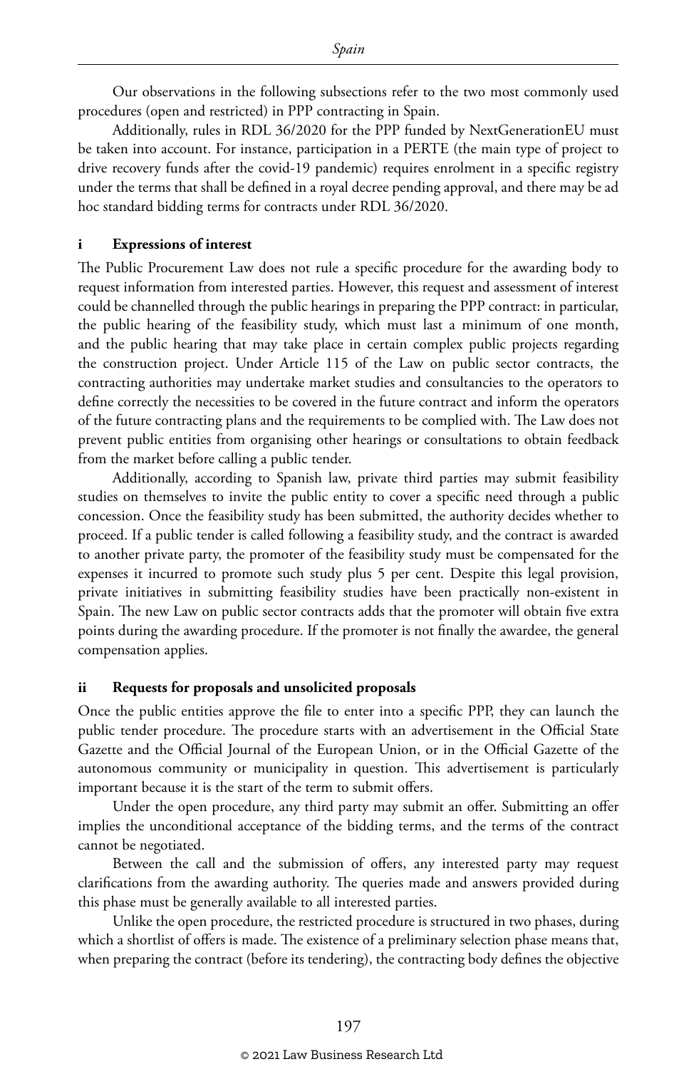Our observations in the following subsections refer to the two most commonly used procedures (open and restricted) in PPP contracting in Spain.

Additionally, rules in RDL 36/2020 for the PPP funded by NextGenerationEU must be taken into account. For instance, participation in a PERTE (the main type of project to drive recovery funds after the covid-19 pandemic) requires enrolment in a specific registry under the terms that shall be defined in a royal decree pending approval, and there may be ad hoc standard bidding terms for contracts under RDL 36/2020.

### i Expressions of interest

The Public Procurement Law does not rule a specific procedure for the awarding body to request information from interested parties. However, this request and assessment of interest could be channelled through the public hearings in preparing the PPP contract: in particular, the public hearing of the feasibility study, which must last a minimum of one month, and the public hearing that may take place in certain complex public projects regarding the construction project. Under Article 115 of the Law on public sector contracts, the contracting authorities may undertake market studies and consultancies to the operators to define correctly the necessities to be covered in the future contract and inform the operators of the future contracting plans and the requirements to be complied with. The Law does not prevent public entities from organising other hearings or consultations to obtain feedback from the market before calling a public tender.

Additionally, according to Spanish law, private third parties may submit feasibility studies on themselves to invite the public entity to cover a specific need through a public concession. Once the feasibility study has been submitted, the authority decides whether to proceed. If a public tender is called following a feasibility study, and the contract is awarded to another private party, the promoter of the feasibility study must be compensated for the expenses it incurred to promote such study plus 5 per cent. Despite this legal provision, private initiatives in submitting feasibility studies have been practically non-existent in Spain. The new Law on public sector contracts adds that the promoter will obtain five extra points during the awarding procedure. If the promoter is not finally the awardee, the general compensation applies.

### ii Requests for proposals and unsolicited proposals

Once the public entities approve the file to enter into a specific PPP, they can launch the public tender procedure. The procedure starts with an advertisement in the Official State Gazette and the Official Journal of the European Union, or in the Official Gazette of the autonomous community or municipality in question. This advertisement is particularly important because it is the start of the term to submit offers.

Under the open procedure, any third party may submit an offer. Submitting an offer implies the unconditional acceptance of the bidding terms, and the terms of the contract cannot be negotiated.

Between the call and the submission of offers, any interested party may request clarifications from the awarding authority. The queries made and answers provided during this phase must be generally available to all interested parties.

Unlike the open procedure, the restricted procedure is structured in two phases, during which a shortlist of offers is made. The existence of a preliminary selection phase means that, when preparing the contract (before its tendering), the contracting body defines the objective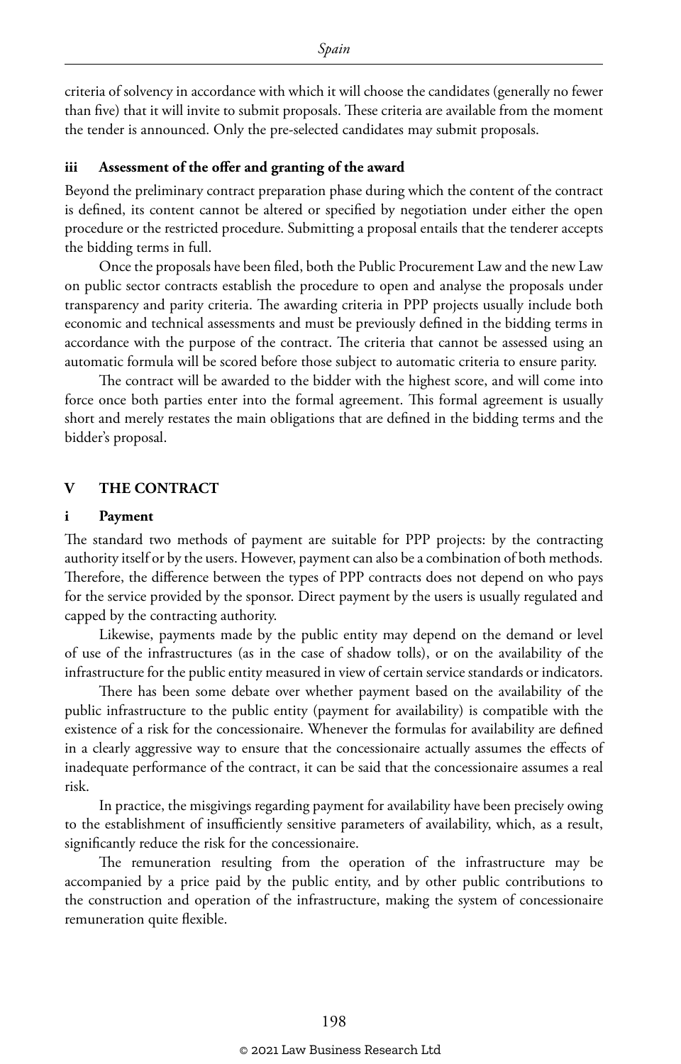criteria of solvency in accordance with which it will choose the candidates (generally no fewer than five) that it will invite to submit proposals. These criteria are available from the moment the tender is announced. Only the pre-selected candidates may submit proposals.

### iii Assessment of the offer and granting of the award

Beyond the preliminary contract preparation phase during which the content of the contract is defined, its content cannot be altered or specified by negotiation under either the open procedure or the restricted procedure. Submitting a proposal entails that the tenderer accepts the bidding terms in full.

Once the proposals have been filed, both the Public Procurement Law and the new Law on public sector contracts establish the procedure to open and analyse the proposals under transparency and parity criteria. The awarding criteria in PPP projects usually include both economic and technical assessments and must be previously defined in the bidding terms in accordance with the purpose of the contract. The criteria that cannot be assessed using an automatic formula will be scored before those subject to automatic criteria to ensure parity.

The contract will be awarded to the bidder with the highest score, and will come into force once both parties enter into the formal agreement. This formal agreement is usually short and merely restates the main obligations that are defined in the bidding terms and the bidder's proposal.

## V THE CONTRACT

### i Payment

The standard two methods of payment are suitable for PPP projects: by the contracting authority itself or by the users. However, payment can also be a combination of both methods. Therefore, the difference between the types of PPP contracts does not depend on who pays for the service provided by the sponsor. Direct payment by the users is usually regulated and capped by the contracting authority.

Likewise, payments made by the public entity may depend on the demand or level of use of the infrastructures (as in the case of shadow tolls), or on the availability of the infrastructure for the public entity measured in view of certain service standards or indicators.

There has been some debate over whether payment based on the availability of the public infrastructure to the public entity (payment for availability) is compatible with the existence of a risk for the concessionaire. Whenever the formulas for availability are defined in a clearly aggressive way to ensure that the concessionaire actually assumes the effects of inadequate performance of the contract, it can be said that the concessionaire assumes a real risk.

In practice, the misgivings regarding payment for availability have been precisely owing to the establishment of insufficiently sensitive parameters of availability, which, as a result, significantly reduce the risk for the concessionaire.

The remuneration resulting from the operation of the infrastructure may be accompanied by a price paid by the public entity, and by other public contributions to the construction and operation of the infrastructure, making the system of concessionaire remuneration quite flexible.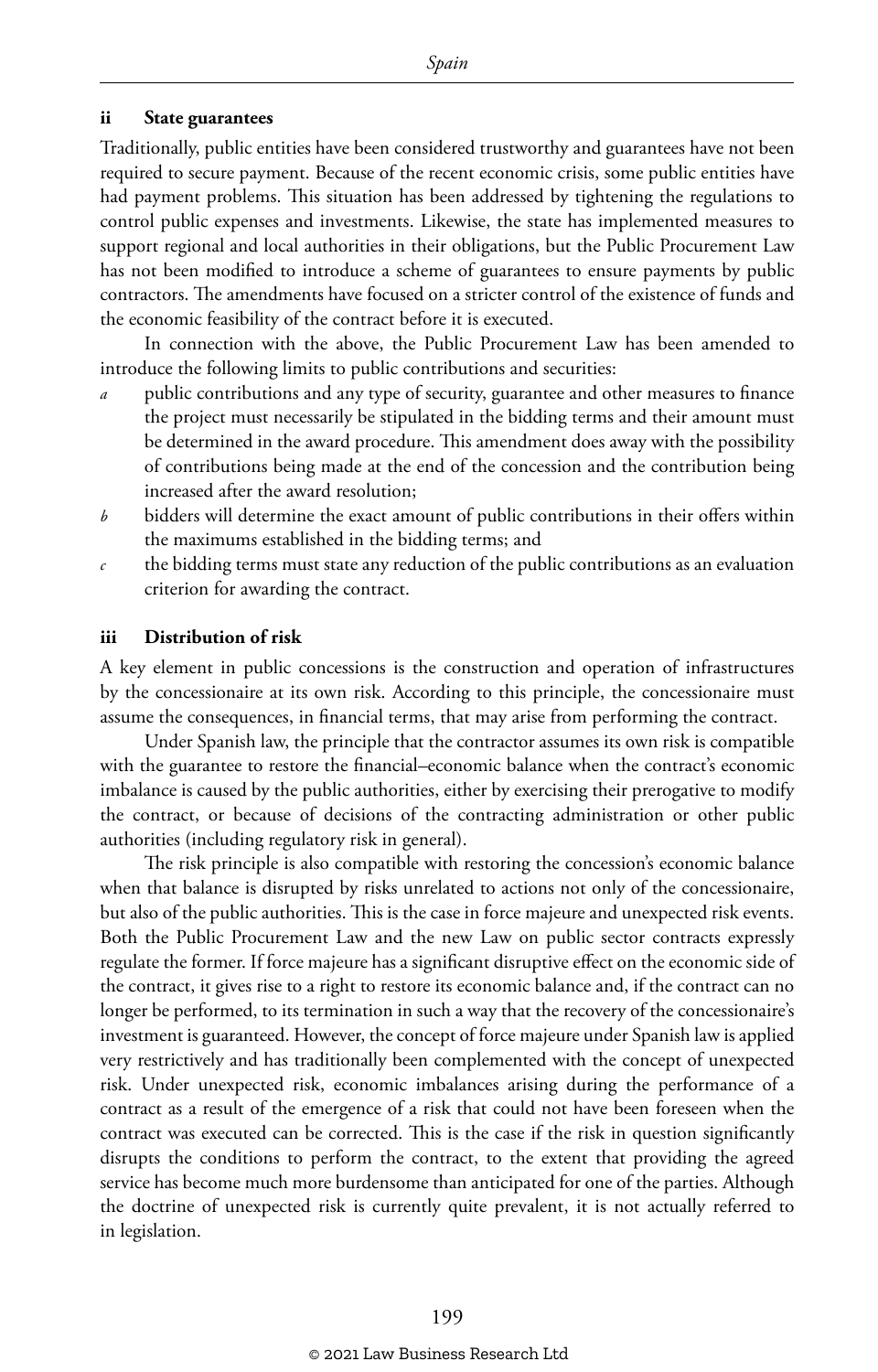### ii State guarantees

Traditionally, public entities have been considered trustworthy and guarantees have not been required to secure payment. Because of the recent economic crisis, some public entities have had payment problems. This situation has been addressed by tightening the regulations to control public expenses and investments. Likewise, the state has implemented measures to support regional and local authorities in their obligations, but the Public Procurement Law has not been modified to introduce a scheme of guarantees to ensure payments by public contractors. The amendments have focused on a stricter control of the existence of funds and the economic feasibility of the contract before it is executed.

In connection with the above, the Public Procurement Law has been amended to introduce the following limits to public contributions and securities:

*a* public contributions and any type of security, guarantee and other measures to finance the project must necessarily be stipulated in the bidding terms and their amount must be determined in the award procedure. This amendment does away with the possibility of contributions being made at the end of the concession and the contribution being increased after the award resolution;

*b* bidders will determine the exact amount of public contributions in their offers within the maximums established in the bidding terms; and

*c* the bidding terms must state any reduction of the public contributions as an evaluation criterion for awarding the contract.

### iii Distribution of risk

A key element in public concessions is the construction and operation of infrastructures by the concessionaire at its own risk. According to this principle, the concessionaire must assume the consequences, in financial terms, that may arise from performing the contract.

Under Spanish law, the principle that the contractor assumes its own risk is compatible with the guarantee to restore the financial–economic balance when the contract's economic imbalance is caused by the public authorities, either by exercising their prerogative to modify the contract, or because of decisions of the contracting administration or other public authorities (including regulatory risk in general).

The risk principle is also compatible with restoring the concession's economic balance when that balance is disrupted by risks unrelated to actions not only of the concessionaire, but also of the public authorities. This is the case in force majeure and unexpected risk events. Both the Public Procurement Law and the new Law on public sector contracts expressly regulate the former. If force majeure has a significant disruptive effect on the economic side of the contract, it gives rise to a right to restore its economic balance and, if the contract can no longer be performed, to its termination in such a way that the recovery of the concessionaire's investment is guaranteed. However, the concept of force majeure under Spanish law is applied very restrictively and has traditionally been complemented with the concept of unexpected risk. Under unexpected risk, economic imbalances arising during the performance of a contract as a result of the emergence of a risk that could not have been foreseen when the contract was executed can be corrected. This is the case if the risk in question significantly disrupts the conditions to perform the contract, to the extent that providing the agreed service has become much more burdensome than anticipated for one of the parties. Although the doctrine of unexpected risk is currently quite prevalent, it is not actually referred to in legislation.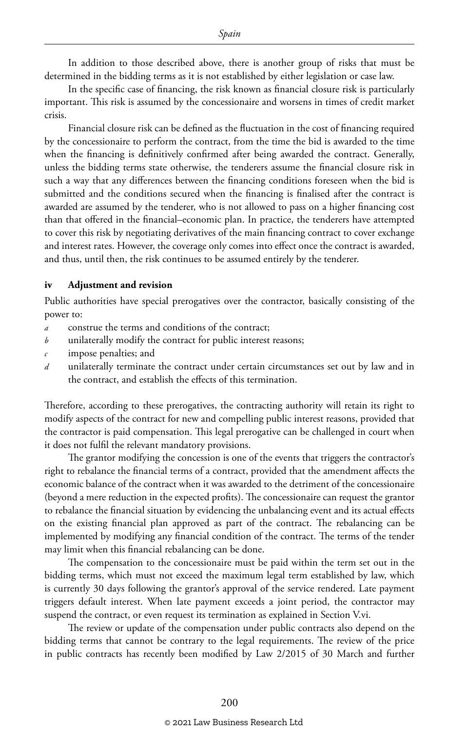In addition to those described above, there is another group of risks that must be determined in the bidding terms as it is not established by either legislation or case law.

In the specific case of financing, the risk known as financial closure risk is particularly important. This risk is assumed by the concessionaire and worsens in times of credit market crisis.

Financial closure risk can be defined as the fluctuation in the cost of financing required by the concessionaire to perform the contract, from the time the bid is awarded to the time when the financing is definitively confirmed after being awarded the contract. Generally, unless the bidding terms state otherwise, the tenderers assume the financial closure risk in such a way that any differences between the financing conditions foreseen when the bid is submitted and the conditions secured when the financing is finalised after the contract is awarded are assumed by the tenderer, who is not allowed to pass on a higher financing cost than that offered in the financial–economic plan. In practice, the tenderers have attempted to cover this risk by negotiating derivatives of the main financing contract to cover exchange and interest rates. However, the coverage only comes into effect once the contract is awarded, and thus, until then, the risk continues to be assumed entirely by the tenderer.

#### iv Adjustment and revision

Public authorities have special prerogatives over the contractor, basically consisting of the power to:

- *a* construe the terms and conditions of the contract;
- *b* unilaterally modify the contract for public interest reasons;
- *c* impose penalties; and
- *d* unilaterally terminate the contract under certain circumstances set out by law and in the contract, and establish the effects of this termination.

Therefore, according to these prerogatives, the contracting authority will retain its right to modify aspects of the contract for new and compelling public interest reasons, provided that the contractor is paid compensation. This legal prerogative can be challenged in court when it does not fulfil the relevant mandatory provisions.

The grantor modifying the concession is one of the events that triggers the contractor's right to rebalance the financial terms of a contract, provided that the amendment affects the economic balance of the contract when it was awarded to the detriment of the concessionaire (beyond a mere reduction in the expected profits). The concessionaire can request the grantor to rebalance the financial situation by evidencing the unbalancing event and its actual effects on the existing financial plan approved as part of the contract. The rebalancing can be implemented by modifying any financial condition of the contract. The terms of the tender may limit when this financial rebalancing can be done.

The compensation to the concessionaire must be paid within the term set out in the bidding terms, which must not exceed the maximum legal term established by law, which is currently 30 days following the grantor's approval of the service rendered. Late payment triggers default interest. When late payment exceeds a joint period, the contractor may suspend the contract, or even request its termination as explained in Section V.vi.

The review or update of the compensation under public contracts also depend on the bidding terms that cannot be contrary to the legal requirements. The review of the price in public contracts has recently been modified by Law 2/2015 of 30 March and further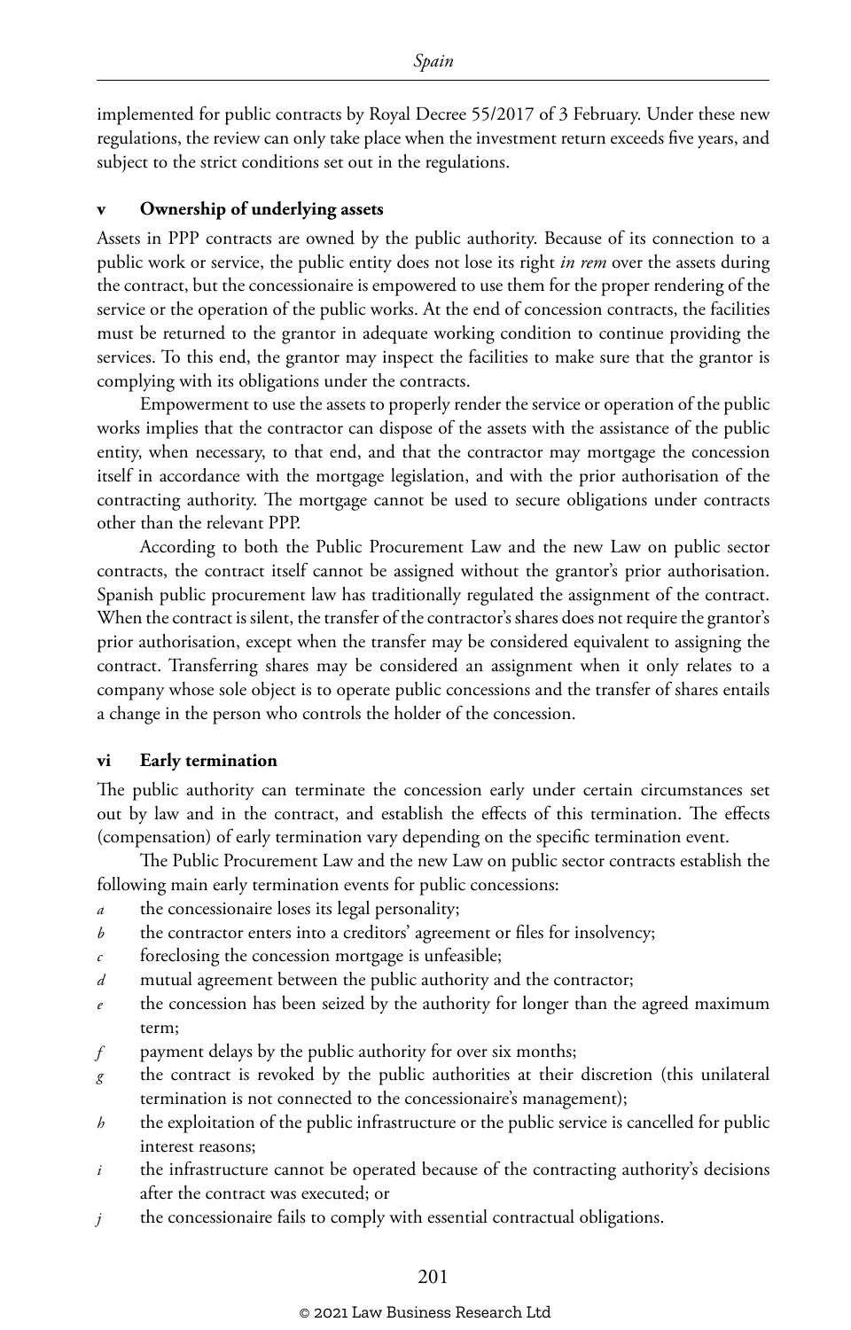implemented for public contracts by Royal Decree 55/2017 of 3 February. Under these new regulations, the review can only take place when the investment return exceeds five years, and subject to the strict conditions set out in the regulations.

### v Ownership of underlying assets

Assets in PPP contracts are owned by the public authority. Because of its connection to a public work or service, the public entity does not lose its right *in rem* over the assets during the contract, but the concessionaire is empowered to use them for the proper rendering of the service or the operation of the public works. At the end of concession contracts, the facilities must be returned to the grantor in adequate working condition to continue providing the services. To this end, the grantor may inspect the facilities to make sure that the grantor is complying with its obligations under the contracts.

Empowerment to use the assets to properly render the service or operation of the public works implies that the contractor can dispose of the assets with the assistance of the public entity, when necessary, to that end, and that the contractor may mortgage the concession itself in accordance with the mortgage legislation, and with the prior authorisation of the contracting authority. The mortgage cannot be used to secure obligations under contracts other than the relevant PPP.

According to both the Public Procurement Law and the new Law on public sector contracts, the contract itself cannot be assigned without the grantor's prior authorisation. Spanish public procurement law has traditionally regulated the assignment of the contract. When the contract is silent, the transfer of the contractor's shares does not require the grantor's prior authorisation, except when the transfer may be considered equivalent to assigning the contract. Transferring shares may be considered an assignment when it only relates to a company whose sole object is to operate public concessions and the transfer of shares entails a change in the person who controls the holder of the concession.

### vi Early termination

The public authority can terminate the concession early under certain circumstances set out by law and in the contract, and establish the effects of this termination. The effects (compensation) of early termination vary depending on the specific termination event.

The Public Procurement Law and the new Law on public sector contracts establish the following main early termination events for public concessions:

- *a* the concessionaire loses its legal personality;
- *b* the contractor enters into a creditors' agreement or files for insolvency;
- *c* foreclosing the concession mortgage is unfeasible;
- *d* mutual agreement between the public authority and the contractor;
- *e* the concession has been seized by the authority for longer than the agreed maximum term;
- *f* payment delays by the public authority for over six months;
- *g* the contract is revoked by the public authorities at their discretion (this unilateral termination is not connected to the concessionaire's management);
- *h* the exploitation of the public infrastructure or the public service is cancelled for public interest reasons;
- *i* the infrastructure cannot be operated because of the contracting authority's decisions after the contract was executed; or
- *j* the concessionaire fails to comply with essential contractual obligations.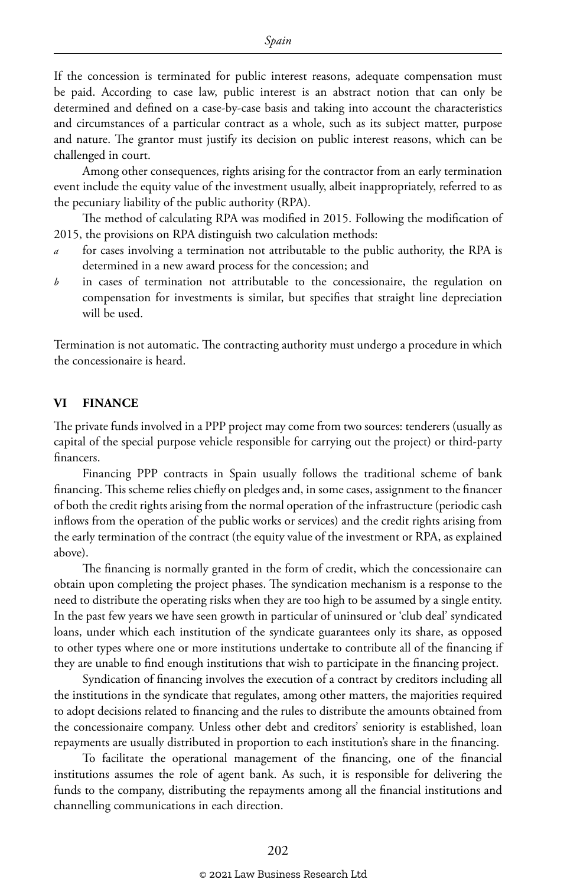If the concession is terminated for public interest reasons, adequate compensation must be paid. According to case law, public interest is an abstract notion that can only be determined and defined on a case-by-case basis and taking into account the characteristics and circumstances of a particular contract as a whole, such as its subject matter, purpose and nature. The grantor must justify its decision on public interest reasons, which can be challenged in court.

Among other consequences, rights arising for the contractor from an early termination event include the equity value of the investment usually, albeit inappropriately, referred to as the pecuniary liability of the public authority (RPA).

The method of calculating RPA was modified in 2015. Following the modification of 2015, the provisions on RPA distinguish two calculation methods:

*a* for cases involving a termination not attributable to the public authority, the RPA is determined in a new award process for the concession; and

*b* in cases of termination not attributable to the concessionaire, the regulation on compensation for investments is similar, but specifies that straight line depreciation will be used.

Termination is not automatic. The contracting authority must undergo a procedure in which the concessionaire is heard.

## VI FINANCE

The private funds involved in a PPP project may come from two sources: tenderers (usually as capital of the special purpose vehicle responsible for carrying out the project) or third-party financers.

Financing PPP contracts in Spain usually follows the traditional scheme of bank financing. This scheme relies chiefly on pledges and, in some cases, assignment to the financer of both the credit rights arising from the normal operation of the infrastructure (periodic cash inflows from the operation of the public works or services) and the credit rights arising from the early termination of the contract (the equity value of the investment or RPA, as explained above).

The financing is normally granted in the form of credit, which the concessionaire can obtain upon completing the project phases. The syndication mechanism is a response to the need to distribute the operating risks when they are too high to be assumed by a single entity. In the past few years we have seen growth in particular of uninsured or 'club deal' syndicated loans, under which each institution of the syndicate guarantees only its share, as opposed to other types where one or more institutions undertake to contribute all of the financing if they are unable to find enough institutions that wish to participate in the financing project.

Syndication of financing involves the execution of a contract by creditors including all the institutions in the syndicate that regulates, among other matters, the majorities required to adopt decisions related to financing and the rules to distribute the amounts obtained from the concessionaire company. Unless other debt and creditors' seniority is established, loan repayments are usually distributed in proportion to each institution's share in the financing.

To facilitate the operational management of the financing, one of the financial institutions assumes the role of agent bank. As such, it is responsible for delivering the funds to the company, distributing the repayments among all the financial institutions and channelling communications in each direction.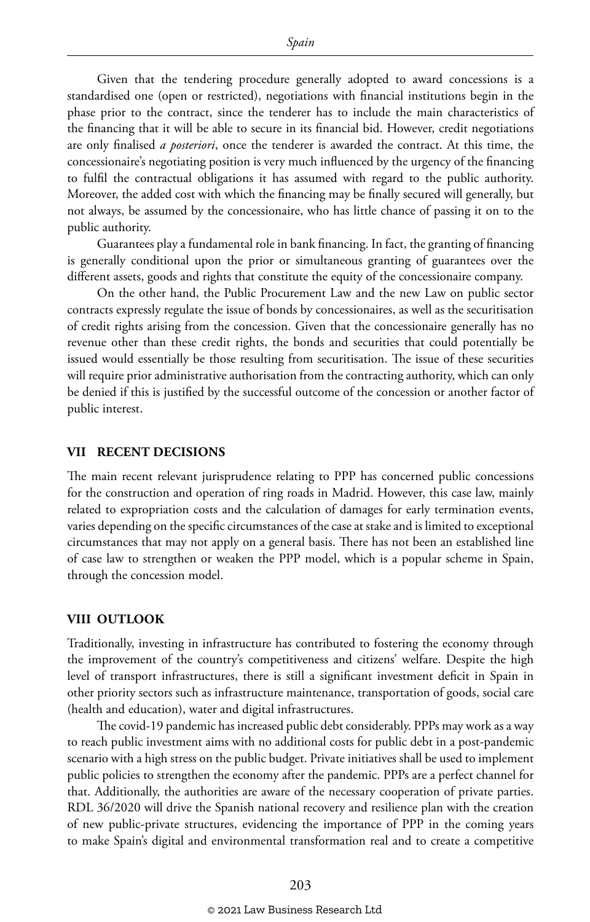Given that the tendering procedure generally adopted to award concessions is a standardised one (open or restricted), negotiations with financial institutions begin in the phase prior to the contract, since the tenderer has to include the main characteristics of the financing that it will be able to secure in its financial bid. However, credit negotiations are only finalised *a posteriori*, once the tenderer is awarded the contract. At this time, the concessionaire's negotiating position is very much influenced by the urgency of the financing to fulfil the contractual obligations it has assumed with regard to the public authority. Moreover, the added cost with which the financing may be finally secured will generally, but not always, be assumed by the concessionaire, who has little chance of passing it on to the public authority.

Guarantees play a fundamental role in bank financing. In fact, the granting of financing is generally conditional upon the prior or simultaneous granting of guarantees over the different assets, goods and rights that constitute the equity of the concessionaire company.

On the other hand, the Public Procurement Law and the new Law on public sector contracts expressly regulate the issue of bonds by concessionaires, as well as the securitisation of credit rights arising from the concession. Given that the concessionaire generally has no revenue other than these credit rights, the bonds and securities that could potentially be issued would essentially be those resulting from securitisation. The issue of these securities will require prior administrative authorisation from the contracting authority, which can only be denied if this is justified by the successful outcome of the concession or another factor of public interest.

## VII RECENT DECISIONS

The main recent relevant jurisprudence relating to PPP has concerned public concessions for the construction and operation of ring roads in Madrid. However, this case law, mainly related to expropriation costs and the calculation of damages for early termination events, varies depending on the specific circumstances of the case at stake and is limited to exceptional circumstances that may not apply on a general basis. There has not been an established line of case law to strengthen or weaken the PPP model, which is a popular scheme in Spain, through the concession model.

## VIII OUTLOOK

Traditionally, investing in infrastructure has contributed to fostering the economy through the improvement of the country's competitiveness and citizens' welfare. Despite the high level of transport infrastructures, there is still a significant investment deficit in Spain in other priority sectors such as infrastructure maintenance, transportation of goods, social care (health and education), water and digital infrastructures.

The covid-19 pandemic has increased public debt considerably. PPPs may work as a way to reach public investment aims with no additional costs for public debt in a post-pandemic scenario with a high stress on the public budget. Private initiatives shall be used to implement public policies to strengthen the economy after the pandemic. PPPs are a perfect channel for that. Additionally, the authorities are aware of the necessary cooperation of private parties. RDL 36/2020 will drive the Spanish national recovery and resilience plan with the creation of new public-private structures, evidencing the importance of PPP in the coming years to make Spain's digital and environmental transformation real and to create a competitive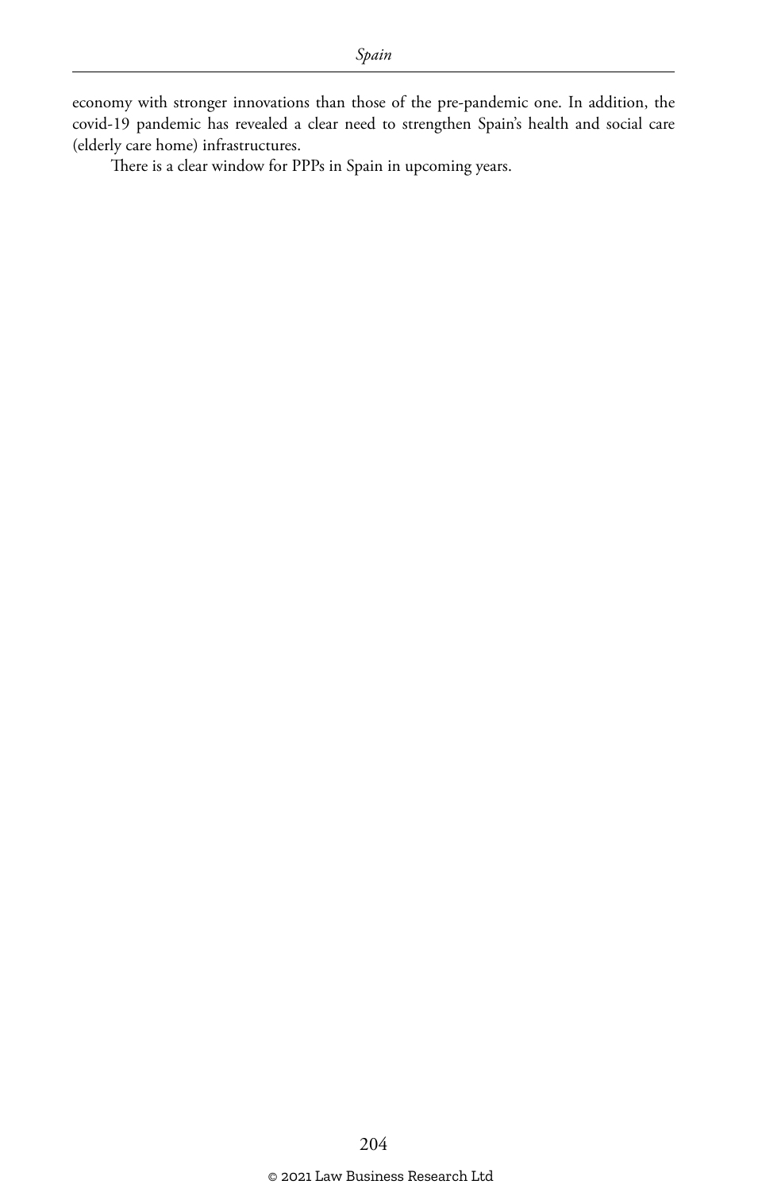economy with stronger innovations than those of the pre-pandemic one. In addition, the covid-19 pandemic has revealed a clear need to strengthen Spain's health and social care (elderly care home) infrastructures.

There is a clear window for PPPs in Spain in upcoming years.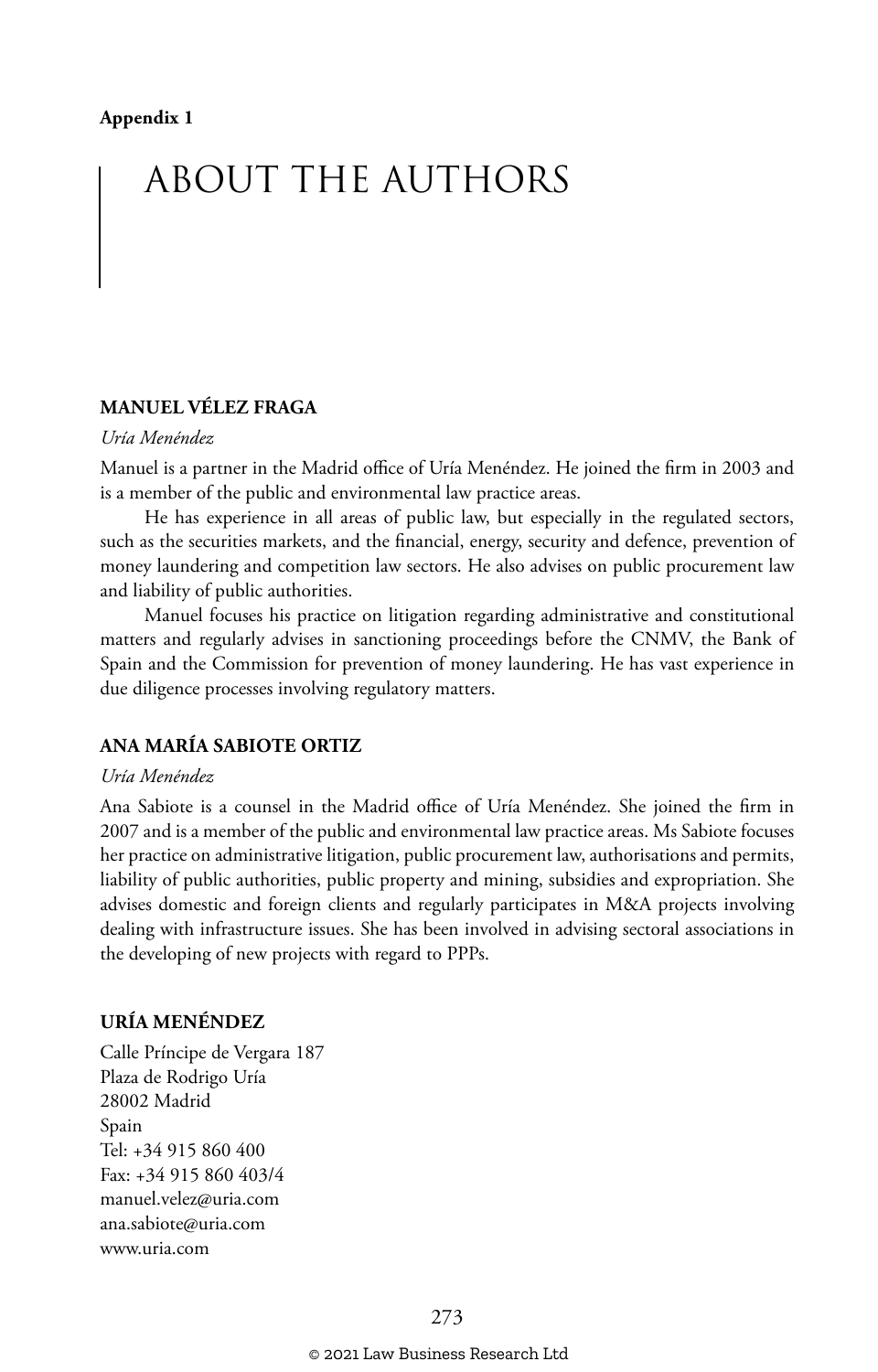**Appendix 1**

# ABOUT THE AUTHORS

## MANUEL VÉLEZ FRAGA

*Uría Menéndez*

Manuel is a partner in the Madrid office of Uría Menéndez. He joined the firm in 2003 and is a member of the public and environmental law practice areas.

He has experience in all areas of public law, but especially in the regulated sectors, such as the securities markets, and the financial, energy, security and defence, prevention of money laundering and competition law sectors. He also advises on public procurement law and liability of public authorities.

Manuel focuses his practice on litigation regarding administrative and constitutional matters and regularly advises in sanctioning proceedings before the CNMV, the Bank of Spain and the Commission for prevention of money laundering. He has vast experience in due diligence processes involving regulatory matters.

## ANA MARÍA SABIOTE ORTIZ

*Uría Menéndez*

Ana Sabiote is a counsel in the Madrid office of Uría Menéndez. She joined the firm in 2007 and is a member of the public and environmental law practice areas. Ms Sabiote focuses her practice on administrative litigation, public procurement law, authorisations and permits, liability of public authorities, public property and mining, subsidies and expropriation. She advises domestic and foreign clients and regularly participates in M&A projects involving dealing with infrastructure issues. She has been involved in advising sectoral associations in the developing of new projects with regard to PPPs.

## URÍA MENÉNDEZ

Calle Príncipe de Vergara 187
Plaza de Rodrigo Uría
28002 Madrid
Spain
Tel: +34 915 860 400
Fax: +34 915 860 403/4
manuel.velez@uria.com
ana.sabiote@uria.com
www.uria.com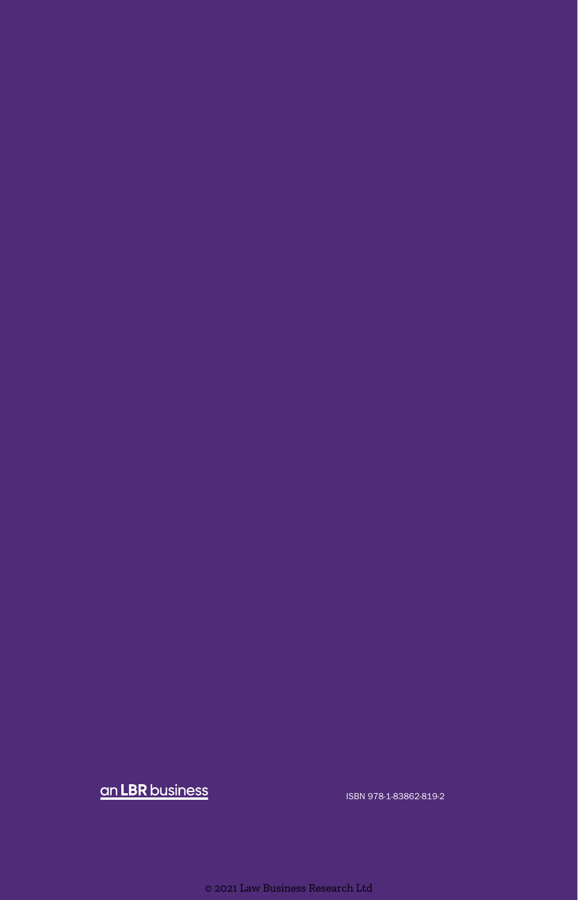an LBR business

ISBN 978-1-83862-819-2

© 2021 Law Business Research Ltd